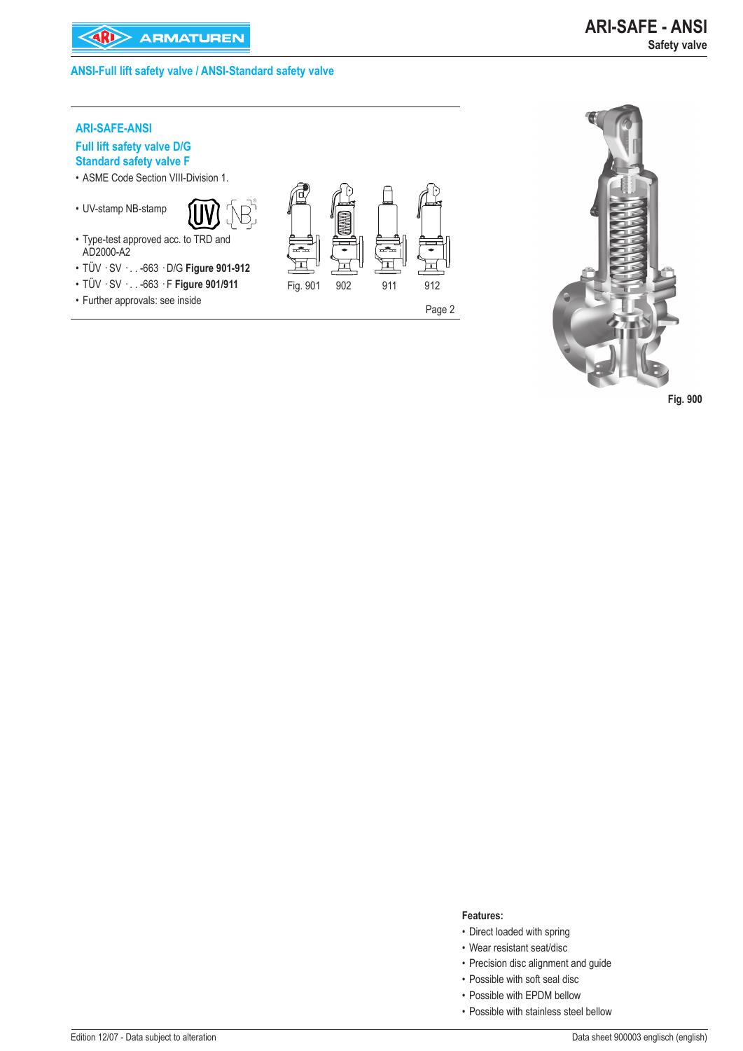# ARI-SAFE - ANSI

**Safety valve**

## ANSI-Full lift safety valve / ANSI-Standard safety valve

### ARI-SAFE-ANSI

### Full lift safety valve D/G
### Standard safety valve F

- ASME Code Section VIII-Division 1.
- UV-stamp NB-stamp
- Type-test approved acc. to TRD and AD2000-A2
- TÜV · SV · . . -663 · D/G **Figure 901-912**
- TÜV · SV · . . -663 · F **Figure 901/911**
- Further approvals: see inside

Fig. 901 902 911 912

Page 2

Fig. 900

**Features:**

- Direct loaded with spring
- Wear resistant seat/disc
- Precision disc alignment and guide
- Possible with soft seal disc
- Possible with EPDM bellow
- Possible with stainless steel bellow

Edition 12/07 - Data subject to alteration

Data sheet 900003 englisch (english)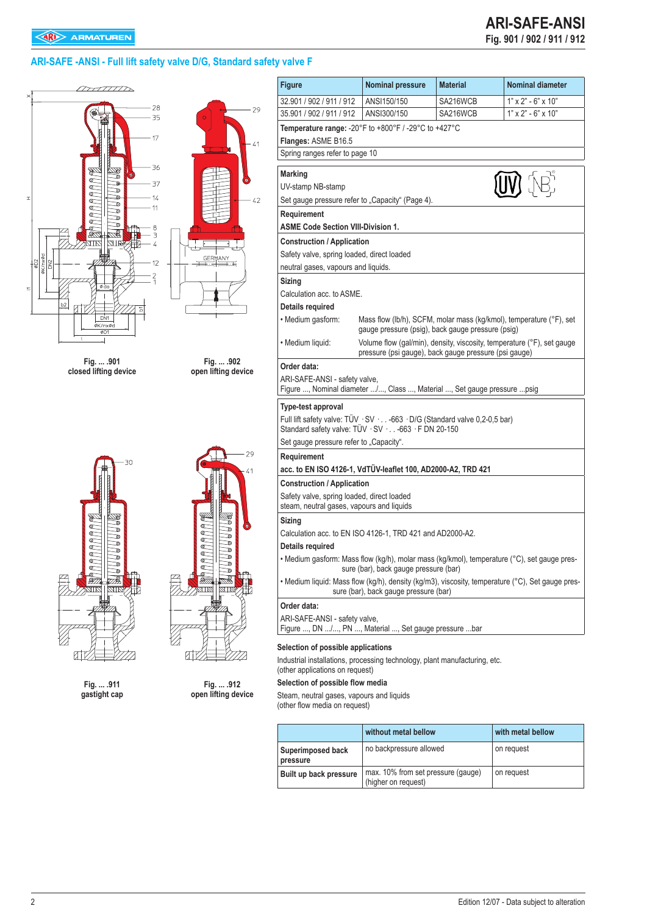## ARI-SAFE -ANSI - Full lift safety valve D/G, Standard safety valve F

Fig. ... .901
closed lifting device

Fig. ... .902
open lifting device

Fig. ... .911
gastight cap

Fig. ... .912
open lifting device

| Figure | Nominal pressure | Material | Nominal diameter |
|---|---|---|---|
| 32.901 / 902 / 911 / 912 | ANSI150/150 | SA216WCB | 1" x 2" - 6" x 10" |
| 35.901 / 902 / 911 / 912 | ANSI300/150 | SA216WCB | 1" x 2" - 6" x 10" |

**Temperature range:** -20°F to +800°F / -29°C to +427°C

**Flanges:** ASME B16.5

Spring ranges refer to page 10

**Marking**

UV-stamp NB-stamp

Set gauge pressure refer to „Capacity“ (Page 4).

**Requirement**

**ASME Code Section VIII-Division 1.**

**Construction / Application**

Safety valve, spring loaded, direct loaded

neutral gases, vapours and liquids.

**Sizing**

Calculation acc. to ASME.

**Details required**

- Medium gasform: Mass flow (lb/h), SCFM, molar mass (kg/kmol), temperature (°F), set gauge pressure (psig), back gauge pressure (psig)
- Medium liquid: Volume flow (gal/min), density, viscosity, temperature (°F), set gauge pressure (psi gauge), back gauge pressure (psi gauge)

**Order data:**

ARI-SAFE-ANSI - safety valve,
Figure ..., Nominal diameter .../..., Class ..., Material ..., Set gauge pressure ...psig

**Type-test approval**

Full lift safety valve: TÜV · SV · . . -663 · D/G (Standard valve 0,2-0,5 bar)
Standard safety valve: TÜV · SV · . . -663 · F DN 20-150

Set gauge pressure refer to „Capacity“.

**Requirement**

**acc. to EN ISO 4126-1, VdTÜV-leaflet 100, AD2000-A2, TRD 421**

**Construction / Application**

Safety valve, spring loaded, direct loaded
steam, neutral gases, vapours and liquids

**Sizing**

Calculation acc. to EN ISO 4126-1, TRD 421 and AD2000-A2.

**Details required**

- Medium gasform: Mass flow (kg/h), molar mass (kg/kmol), temperature (°C), set gauge pressure (bar), back gauge pressure (bar)
- Medium liquid: Mass flow (kg/h), density (kg/m3), viscosity, temperature (°C), Set gauge pressure (bar), back gauge pressure (bar)

**Order data:**

ARI-SAFE-ANSI - safety valve,
Figure ..., DN .../..., PN ..., Material ..., Set gauge pressure ...bar

**Selection of possible applications**

Industrial installations, processing technology, plant manufacturing, etc.
(other applications on request)

**Selection of possible flow media**

Steam, neutral gases, vapours and liquids
(other flow media on request)

| | without metal bellow | with metal bellow |
|---|---|---|
| **Superimposed back pressure** | no backpressure allowed | on request |
| **Built up back pressure** | max. 10% from set pressure (gauge) (higher on request) | on request |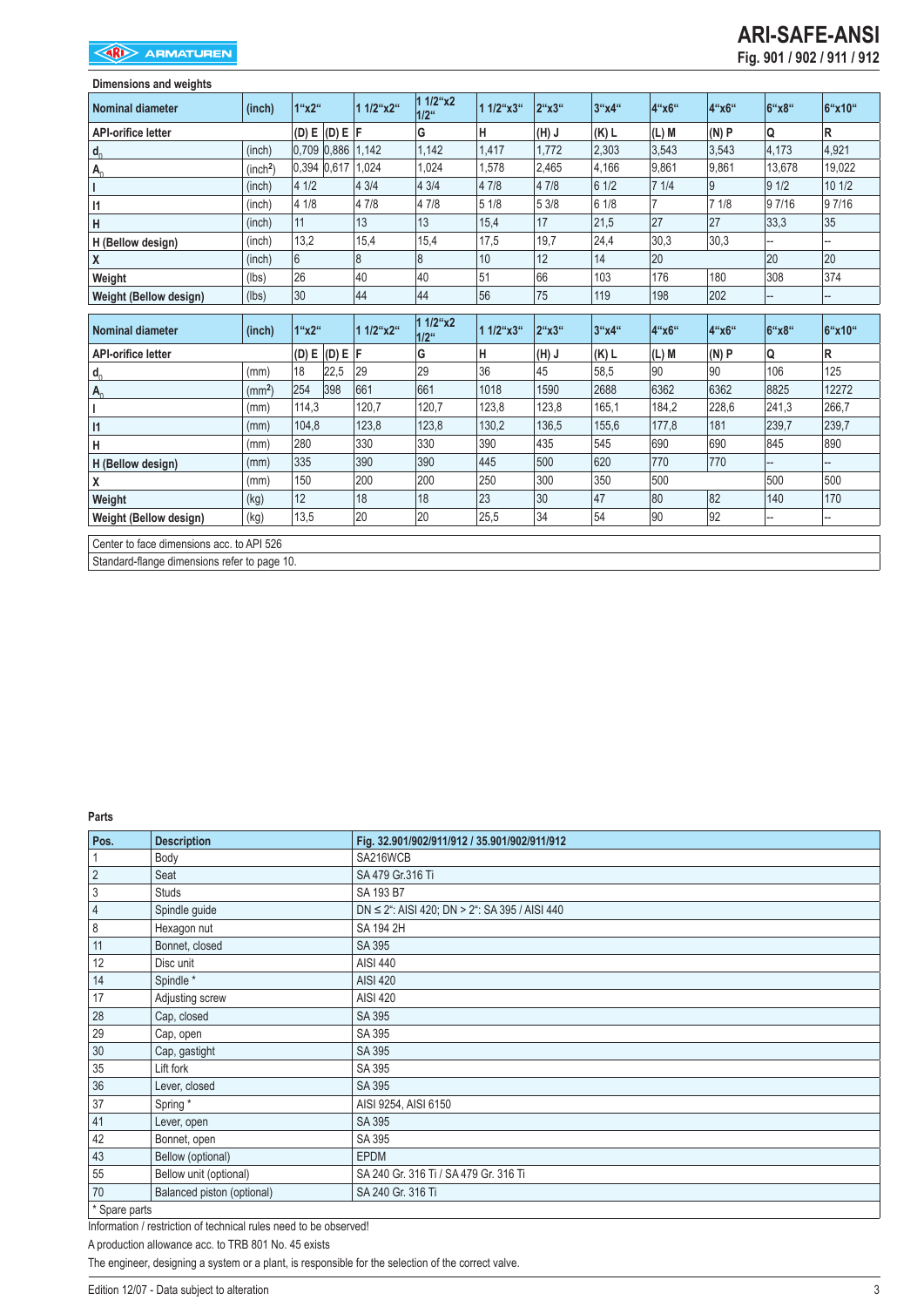**Dimensions and weights**

| Nominal diameter | (inch) | 1"x2" | | 1 1/2"x2" | 1 1/2"x2 1/2" | 1 1/2"x3" | 2"x3" | 3"x4" | 4"x6" | 4"x6" | 6"x8" | 6"x10" |
|---|---|---|---|---|---|---|---|---|---|---|---|---|
| **API-orifice letter** | | (D) E | (D) E | F | G | H | (H) J | (K) L | (L) M | (N) P | Q | R |
| $d_0$ | (inch) | 0,709 | 0,886 | 1,142 | 1,142 | 1,417 | 1,772 | 2,303 | 3,543 | 3,543 | 4,173 | 4,921 |
| $A_0$ | (inch²) | 0,394 | 0,617 | 1,024 | 1,024 | 1,578 | 2,465 | 4,166 | 9,861 | 9,861 | 13,678 | 19,022 |
| l | (inch) | 4 1/2 | | 4 3/4 | 4 3/4 | 4 7/8 | 4 7/8 | 6 1/2 | 7 1/4 | 9 | 9 1/2 | 10 1/2 |
| l1 | (inch) | 4 1/8 | | 4 7/8 | 4 7/8 | 5 1/8 | 5 3/8 | 6 1/8 | 7 | 7 1/8 | 9 7/16 | 9 7/16 |
| H | (inch) | 11 | | 13 | 13 | 15,4 | 17 | 21,5 | 27 | 27 | 33,3 | 35 |
| H (Bellow design) | (inch) | 13,2 | | 15,4 | 15,4 | 17,5 | 19,7 | 24,4 | 30,3 | 30,3 | -- | -- |
| X | (inch) | 6 | | 8 | 8 | 10 | 12 | 14 | 20 | | 20 | 20 |
| Weight | (lbs) | 26 | | 40 | 40 | 51 | 66 | 103 | 176 | 180 | 308 | 374 |
| Weight (Bellow design) | (lbs) | 30 | | 44 | 44 | 56 | 75 | 119 | 198 | 202 | -- | -- |

| Nominal diameter | (inch) | 1"x2" | | 1 1/2"x2" | 1 1/2"x2 1/2" | 1 1/2"x3" | 2"x3" | 3"x4" | 4"x6" | 4"x6" | 6"x8" | 6"x10" |
|---|---|---|---|---|---|---|---|---|---|---|---|---|
| **API-orifice letter** | | (D) E | (D) E | F | G | H | (H) J | (K) L | (L) M | (N) P | Q | R |
| $d_0$ | (mm) | 18 | 22,5 | 29 | 29 | 36 | 45 | 58,5 | 90 | 90 | 106 | 125 |
| $A_0$ | (mm²) | 254 | 398 | 661 | 661 | 1018 | 1590 | 2688 | 6362 | 6362 | 8825 | 12272 |
| l | (mm) | 114,3 | | 120,7 | 120,7 | 123,8 | 123,8 | 165,1 | 184,2 | 228,6 | 241,3 | 266,7 |
| l1 | (mm) | 104,8 | | 123,8 | 123,8 | 130,2 | 136,5 | 155,6 | 177,8 | 181 | 239,7 | 239,7 |
| H | (mm) | 280 | | 330 | 330 | 390 | 435 | 545 | 690 | 690 | 845 | 890 |
| H (Bellow design) | (mm) | 335 | | 390 | 390 | 445 | 500 | 620 | 770 | 770 | -- | -- |
| X | (mm) | 150 | | 200 | 200 | 250 | 300 | 350 | 500 | | 500 | 500 |
| Weight | (kg) | 12 | | 18 | 18 | 23 | 30 | 47 | 80 | 82 | 140 | 170 |
| Weight (Bellow design) | (kg) | 13,5 | | 20 | 20 | 25,5 | 34 | 54 | 90 | 92 | -- | -- |

Center to face dimensions acc. to API 526

Standard-flange dimensions refer to page 10.

**Parts**

| Pos. | Description | Fig. 32.901/902/911/912 / 35.901/902/911/912 |
|---|---|---|
| 1 | Body | SA216WCB |
| 2 | Seat | SA 479 Gr.316 Ti |
| 3 | Studs | SA 193 B7 |
| 4 | Spindle guide | DN ≤ 2": AISI 420; DN > 2": SA 395 / AISI 440 |
| 8 | Hexagon nut | SA 194 2H |
| 11 | Bonnet, closed | SA 395 |
| 12 | Disc unit | AISI 440 |
| 14 | Spindle * | AISI 420 |
| 17 | Adjusting screw | AISI 420 |
| 28 | Cap, closed | SA 395 |
| 29 | Cap, open | SA 395 |
| 30 | Cap, gastight | SA 395 |
| 35 | Lift fork | SA 395 |
| 36 | Lever, closed | SA 395 |
| 37 | Spring * | AISI 9254, AISI 6150 |
| 41 | Lever, open | SA 395 |
| 42 | Bonnet, open | SA 395 |
| 43 | Bellow (optional) | EPDM |
| 55 | Bellow unit (optional) | SA 240 Gr. 316 Ti / SA 479 Gr. 316 Ti |
| 70 | Balanced piston (optional) | SA 240 Gr. 316 Ti |

* Spare parts

Information / restriction of technical rules need to be observed!

A production allowance acc. to TRB 801 No. 45 exists

The engineer, designing a system or a plant, is responsible for the selection of the correct valve.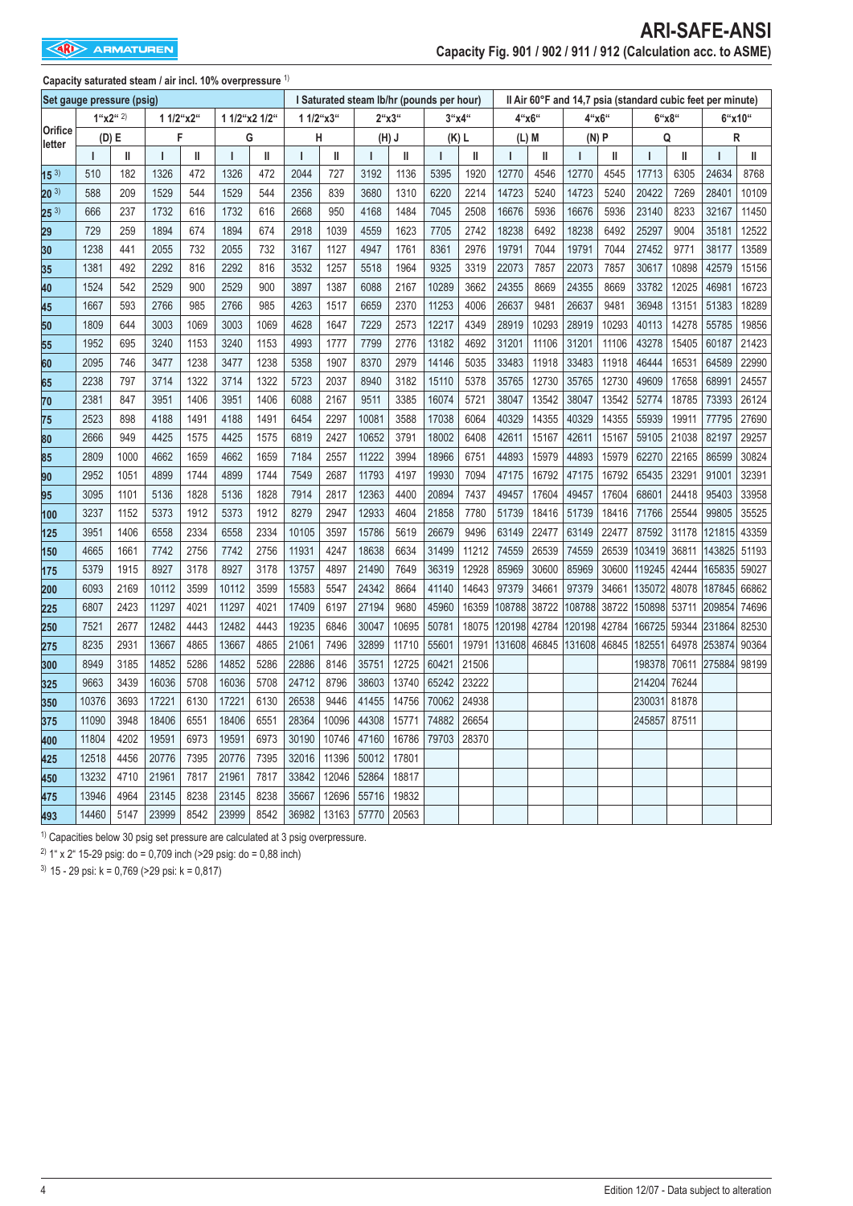# ARI-SAFE-ANSI

## Capacity Fig. 901 / 902 / 911 / 912 (Calculation acc. to ASME)

**Capacity saturated steam / air incl. 10% overpressure** [1]

| Set gauge pressure (psig) | I Saturated steam lb/hr (pounds per hour) | | | | | | | | | | | | II Air 60°F and 14,7 psia (standard cubic feet per minute) | | | | | | | | | | | |
|---|---|---|---|---|---|---|---|---|---|---|---|---|---|---|---|---|---|---|---|---|---|---|
| | 1"x2" [2] | | 1 1/2"x2" | | 1 1/2"x2 1/2" | | 1 1/2"x3" | | 2"x3" | | 3"x4" | | 4"x6" | | 4"x6" | | 6"x8" | | 6"x10" | |
| Orifice letter | (D) E | | F | | G | | H | | (H) J | | (K) L | | (L) M | | (N) P | | Q | | R | |
| | I | II | I | II | I | II | I | II | I | II | I | II | I | II | I | II | I | II | I | II |
| 15 [3] | 510 | 182 | 1326 | 472 | 1326 | 472 | 2044 | 727 | 3192 | 1136 | 5395 | 1920 | 12770 | 4546 | 12770 | 4545 | 17713 | 6305 | 24634 | 8768 |
| 20 [3] | 588 | 209 | 1529 | 544 | 1529 | 544 | 2356 | 839 | 3680 | 1310 | 6220 | 2214 | 14723 | 5240 | 14723 | 5240 | 20422 | 7269 | 28401 | 10109 |
| 25 [3] | 666 | 237 | 1732 | 616 | 1732 | 616 | 2668 | 950 | 4168 | 1484 | 7045 | 2508 | 16676 | 5936 | 16676 | 5936 | 23140 | 8233 | 32167 | 11450 |
| 29 | 729 | 259 | 1894 | 674 | 1894 | 674 | 2918 | 1039 | 4559 | 1623 | 7705 | 2742 | 18238 | 6492 | 18238 | 6492 | 25297 | 9004 | 35181 | 12522 |
| 30 | 1238 | 441 | 2055 | 732 | 2055 | 732 | 3167 | 1127 | 4947 | 1761 | 8361 | 2976 | 19791 | 7044 | 19791 | 7044 | 27452 | 9771 | 38177 | 13589 |
| 35 | 1381 | 492 | 2292 | 816 | 2292 | 816 | 3532 | 1257 | 5518 | 1964 | 9325 | 3319 | 22073 | 7857 | 22073 | 7857 | 30617 | 10898 | 42579 | 15156 |
| 40 | 1524 | 542 | 2529 | 900 | 2529 | 900 | 3897 | 1387 | 6088 | 2167 | 10289 | 3662 | 24355 | 8669 | 24355 | 8669 | 33782 | 12025 | 46981 | 16723 |
| 45 | 1667 | 593 | 2766 | 985 | 2766 | 985 | 4263 | 1517 | 6659 | 2370 | 11253 | 4006 | 26637 | 9481 | 26637 | 9481 | 36948 | 13151 | 51383 | 18289 |
| 50 | 1809 | 644 | 3003 | 1069 | 3003 | 1069 | 4628 | 1647 | 7229 | 2573 | 12217 | 4349 | 28919 | 10293 | 28919 | 10293 | 40113 | 14278 | 55785 | 19856 |
| 55 | 1952 | 695 | 3240 | 1153 | 3240 | 1153 | 4993 | 1777 | 7799 | 2776 | 13182 | 4692 | 31201 | 11106 | 31201 | 11106 | 43278 | 15405 | 60187 | 21423 |
| 60 | 2095 | 746 | 3477 | 1238 | 3477 | 1238 | 5358 | 1907 | 8370 | 2979 | 14146 | 5035 | 33483 | 11918 | 33483 | 11918 | 46444 | 16531 | 64589 | 22990 |
| 65 | 2238 | 797 | 3714 | 1322 | 3714 | 1322 | 5723 | 2037 | 8940 | 3182 | 15110 | 5378 | 35765 | 12730 | 35765 | 12730 | 49609 | 17658 | 68991 | 24557 |
| 70 | 2381 | 847 | 3951 | 1406 | 3951 | 1406 | 6088 | 2167 | 9511 | 3385 | 16074 | 5721 | 38047 | 13542 | 38047 | 13542 | 52774 | 18785 | 73393 | 26124 |
| 75 | 2523 | 898 | 4188 | 1491 | 4188 | 1491 | 6454 | 2297 | 10081 | 3588 | 17038 | 6064 | 40329 | 14355 | 40329 | 14355 | 55939 | 19911 | 77795 | 27690 |
| 80 | 2666 | 949 | 4425 | 1575 | 4425 | 1575 | 6819 | 2427 | 10652 | 3791 | 18002 | 6408 | 42611 | 15167 | 42611 | 15167 | 59105 | 21038 | 82197 | 29257 |
| 85 | 2809 | 1000 | 4662 | 1659 | 4662 | 1659 | 7184 | 2557 | 11222 | 3994 | 18966 | 6751 | 44893 | 15979 | 44893 | 15979 | 62270 | 22165 | 86599 | 30824 |
| 90 | 2952 | 1051 | 4899 | 1744 | 4899 | 1744 | 7549 | 2687 | 11793 | 4197 | 19930 | 7094 | 47175 | 16792 | 47175 | 16792 | 65435 | 23291 | 91001 | 32391 |
| 95 | 3095 | 1101 | 5136 | 1828 | 5136 | 1828 | 7914 | 2817 | 12363 | 4400 | 20894 | 7437 | 49457 | 17604 | 49457 | 17604 | 68601 | 24418 | 95403 | 33958 |
| 100 | 3237 | 1152 | 5373 | 1912 | 5373 | 1912 | 8279 | 2947 | 12933 | 4604 | 21858 | 7780 | 51739 | 18416 | 51739 | 18416 | 71766 | 25544 | 99805 | 35525 |
| 125 | 3951 | 1406 | 6558 | 2334 | 6558 | 2334 | 10105 | 3597 | 15786 | 5619 | 26679 | 9496 | 63149 | 22477 | 63149 | 22477 | 87592 | 31178 | 121815 | 43359 |
| 150 | 4665 | 1661 | 7742 | 2756 | 7742 | 2756 | 11931 | 4247 | 18638 | 6634 | 31499 | 11212 | 74559 | 26539 | 74559 | 26539 | 103419 | 36811 | 143825 | 51193 |
| 175 | 5379 | 1915 | 8927 | 3178 | 8927 | 3178 | 13757 | 4897 | 21490 | 7649 | 36319 | 12928 | 85969 | 30600 | 85969 | 30600 | 119245 | 42444 | 165835 | 59027 |
| 200 | 6093 | 2169 | 10112 | 3599 | 10112 | 3599 | 15583 | 5547 | 24342 | 8664 | 41140 | 14643 | 97379 | 34661 | 97379 | 34661 | 135072 | 48078 | 187845 | 66862 |
| 225 | 6807 | 2423 | 11297 | 4021 | 11297 | 4021 | 17409 | 6197 | 27194 | 9680 | 45960 | 16359 | 108788 | 38722 | 108788 | 38722 | 150898 | 53711 | 209854 | 74696 |
| 250 | 7521 | 2677 | 12482 | 4443 | 12482 | 4443 | 19235 | 6846 | 30047 | 10695 | 50781 | 18075 | 120198 | 42784 | 120198 | 42784 | 166725 | 59344 | 231864 | 82530 |
| 275 | 8235 | 2931 | 13667 | 4865 | 13667 | 4865 | 21061 | 7496 | 32899 | 11710 | 55601 | 19791 | 131608 | 46845 | 131608 | 46845 | 182551 | 64978 | 253874 | 90364 |
| 300 | 8949 | 3185 | 14852 | 5286 | 14852 | 5286 | 22886 | 8146 | 35751 | 12725 | 60421 | 21506 | | | | | 198378 | 70611 | 275884 | 98199 |
| 325 | 9663 | 3439 | 16036 | 5708 | 16036 | 5708 | 24712 | 8796 | 38603 | 13740 | 65242 | 23222 | | | | | 214204 | 76244 | | |
| 350 | 10376 | 3693 | 17221 | 6130 | 17221 | 6130 | 26538 | 9446 | 41455 | 14756 | 70062 | 24938 | | | | | 230031 | 81878 | | |
| 375 | 11090 | 3948 | 18406 | 6551 | 18406 | 6551 | 28364 | 10096 | 44308 | 15771 | 74882 | 26654 | | | | | 245857 | 87511 | | |
| 400 | 11804 | 4202 | 19591 | 6973 | 19591 | 6973 | 30190 | 10746 | 47160 | 16786 | 79703 | 28370 | | | | | | | | |
| 425 | 12518 | 4456 | 20776 | 7395 | 20776 | 7395 | 32016 | 11396 | 50012 | 17801 | | | | | | | | | | |
| 450 | 13232 | 4710 | 21961 | 7817 | 21961 | 7817 | 33842 | 12046 | 52864 | 18817 | | | | | | | | | | |
| 475 | 13946 | 4964 | 23145 | 8238 | 23145 | 8238 | 35667 | 12696 | 55716 | 19832 | | | | | | | | | | |
| 493 | 14460 | 5147 | 23999 | 8542 | 23999 | 8542 | 36982 | 13163 | 57770 | 20563 | | | | | | | | | | |

[1] Capacities below 30 psig set pressure are calculated at 3 psig overpressure.

[2] 1" x 2" 15-29 psig: do = 0,709 inch (>29 psig: do = 0,88 inch)

[3] 15 - 29 psi: k = 0,769 (>29 psi: k = 0,817)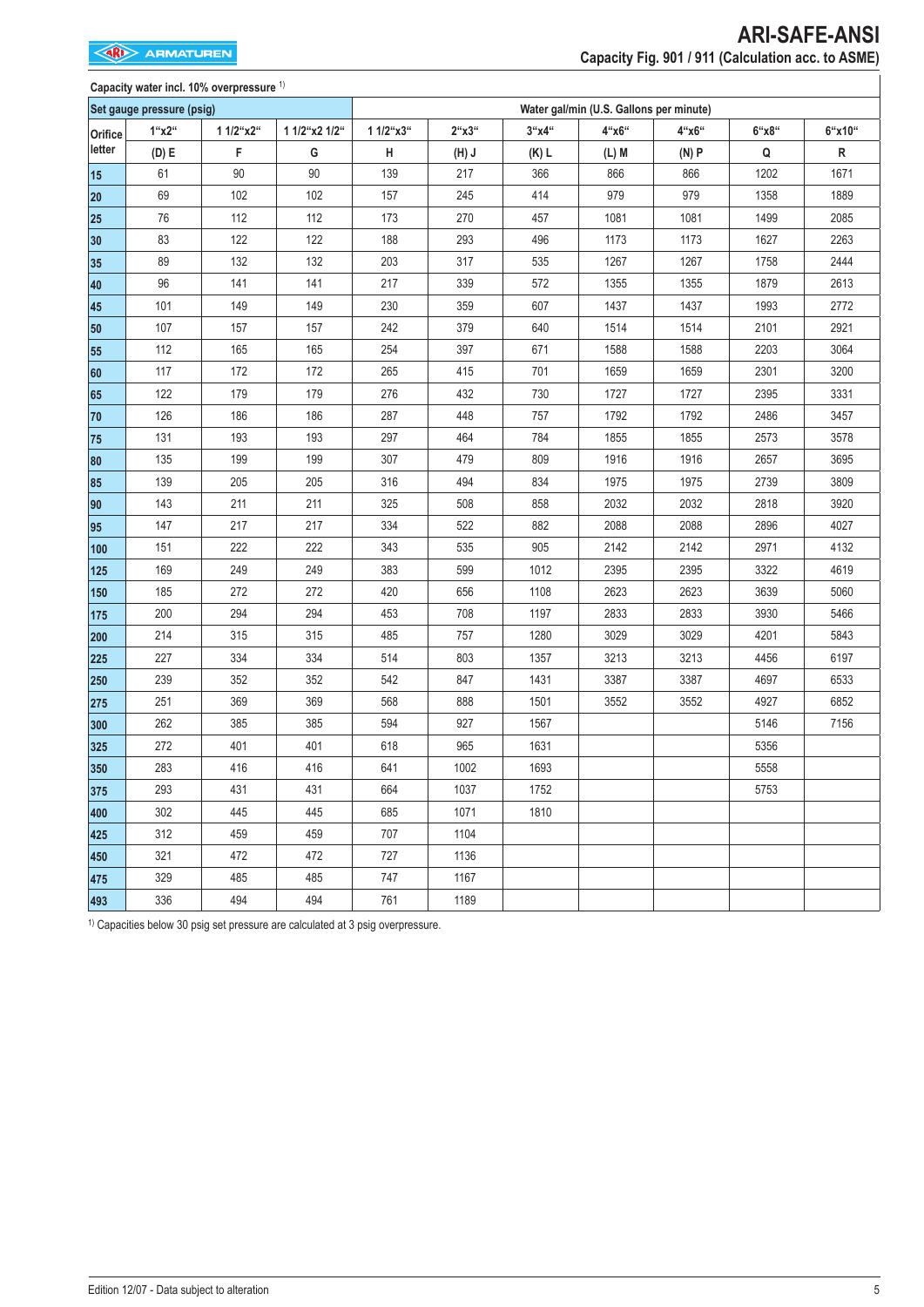# ARI-SAFE-ANSI

## Capacity Fig. 901 / 911 (Calculation acc. to ASME)

**Capacity water incl. 10% overpressure** [1]

| Set gauge pressure (psig) | | | | Water gal/min (U.S. Gallons per minute) | | | | | | |
|---|---|---|---|---|---|---|---|---|---|---|
| Orifice | 1"x2" | 1 1/2"x2" | 1 1/2"x2 1/2" | 1 1/2"x3" | 2"x3" | 3"x4" | 4"x6" | 4"x6" | 6"x8" | 6"x10" |
| letter | (D) E | F | G | H | (H) J | (K) L | (L) M | (N) P | Q | R |
| 15 | 61 | 90 | 90 | 139 | 217 | 366 | 866 | 866 | 1202 | 1671 |
| 20 | 69 | 102 | 102 | 157 | 245 | 414 | 979 | 979 | 1358 | 1889 |
| 25 | 76 | 112 | 112 | 173 | 270 | 457 | 1081 | 1081 | 1499 | 2085 |
| 30 | 83 | 122 | 122 | 188 | 293 | 496 | 1173 | 1173 | 1627 | 2263 |
| 35 | 89 | 132 | 132 | 203 | 317 | 535 | 1267 | 1267 | 1758 | 2444 |
| 40 | 96 | 141 | 141 | 217 | 339 | 572 | 1355 | 1355 | 1879 | 2613 |
| 45 | 101 | 149 | 149 | 230 | 359 | 607 | 1437 | 1437 | 1993 | 2772 |
| 50 | 107 | 157 | 157 | 242 | 379 | 640 | 1514 | 1514 | 2101 | 2921 |
| 55 | 112 | 165 | 165 | 254 | 397 | 671 | 1588 | 1588 | 2203 | 3064 |
| 60 | 117 | 172 | 172 | 265 | 415 | 701 | 1659 | 1659 | 2301 | 3200 |
| 65 | 122 | 179 | 179 | 276 | 432 | 730 | 1727 | 1727 | 2395 | 3331 |
| 70 | 126 | 186 | 186 | 287 | 448 | 757 | 1792 | 1792 | 2486 | 3457 |
| 75 | 131 | 193 | 193 | 297 | 464 | 784 | 1855 | 1855 | 2573 | 3578 |
| 80 | 135 | 199 | 199 | 307 | 479 | 809 | 1916 | 1916 | 2657 | 3695 |
| 85 | 139 | 205 | 205 | 316 | 494 | 834 | 1975 | 1975 | 2739 | 3809 |
| 90 | 143 | 211 | 211 | 325 | 508 | 858 | 2032 | 2032 | 2818 | 3920 |
| 95 | 147 | 217 | 217 | 334 | 522 | 882 | 2088 | 2088 | 2896 | 4027 |
| 100 | 151 | 222 | 222 | 343 | 535 | 905 | 2142 | 2142 | 2971 | 4132 |
| 125 | 169 | 249 | 249 | 383 | 599 | 1012 | 2395 | 2395 | 3322 | 4619 |
| 150 | 185 | 272 | 272 | 420 | 656 | 1108 | 2623 | 2623 | 3639 | 5060 |
| 175 | 200 | 294 | 294 | 453 | 708 | 1197 | 2833 | 2833 | 3930 | 5466 |
| 200 | 214 | 315 | 315 | 485 | 757 | 1280 | 3029 | 3029 | 4201 | 5843 |
| 225 | 227 | 334 | 334 | 514 | 803 | 1357 | 3213 | 3213 | 4456 | 6197 |
| 250 | 239 | 352 | 352 | 542 | 847 | 1431 | 3387 | 3387 | 4697 | 6533 |
| 275 | 251 | 369 | 369 | 568 | 888 | 1501 | 3552 | 3552 | 4927 | 6852 |
| 300 | 262 | 385 | 385 | 594 | 927 | 1567 | | | 5146 | 7156 |
| 325 | 272 | 401 | 401 | 618 | 965 | 1631 | | | 5356 | |
| 350 | 283 | 416 | 416 | 641 | 1002 | 1693 | | | 5558 | |
| 375 | 293 | 431 | 431 | 664 | 1037 | 1752 | | | 5753 | |
| 400 | 302 | 445 | 445 | 685 | 1071 | 1810 | | | | |
| 425 | 312 | 459 | 459 | 707 | 1104 | | | | | |
| 450 | 321 | 472 | 472 | 727 | 1136 | | | | | |
| 475 | 329 | 485 | 485 | 747 | 1167 | | | | | |
| 493 | 336 | 494 | 494 | 761 | 1189 | | | | | |

[1] Capacities below 30 psig set pressure are calculated at 3 psig overpressure.

Edition 12/07 - Data subject to alteration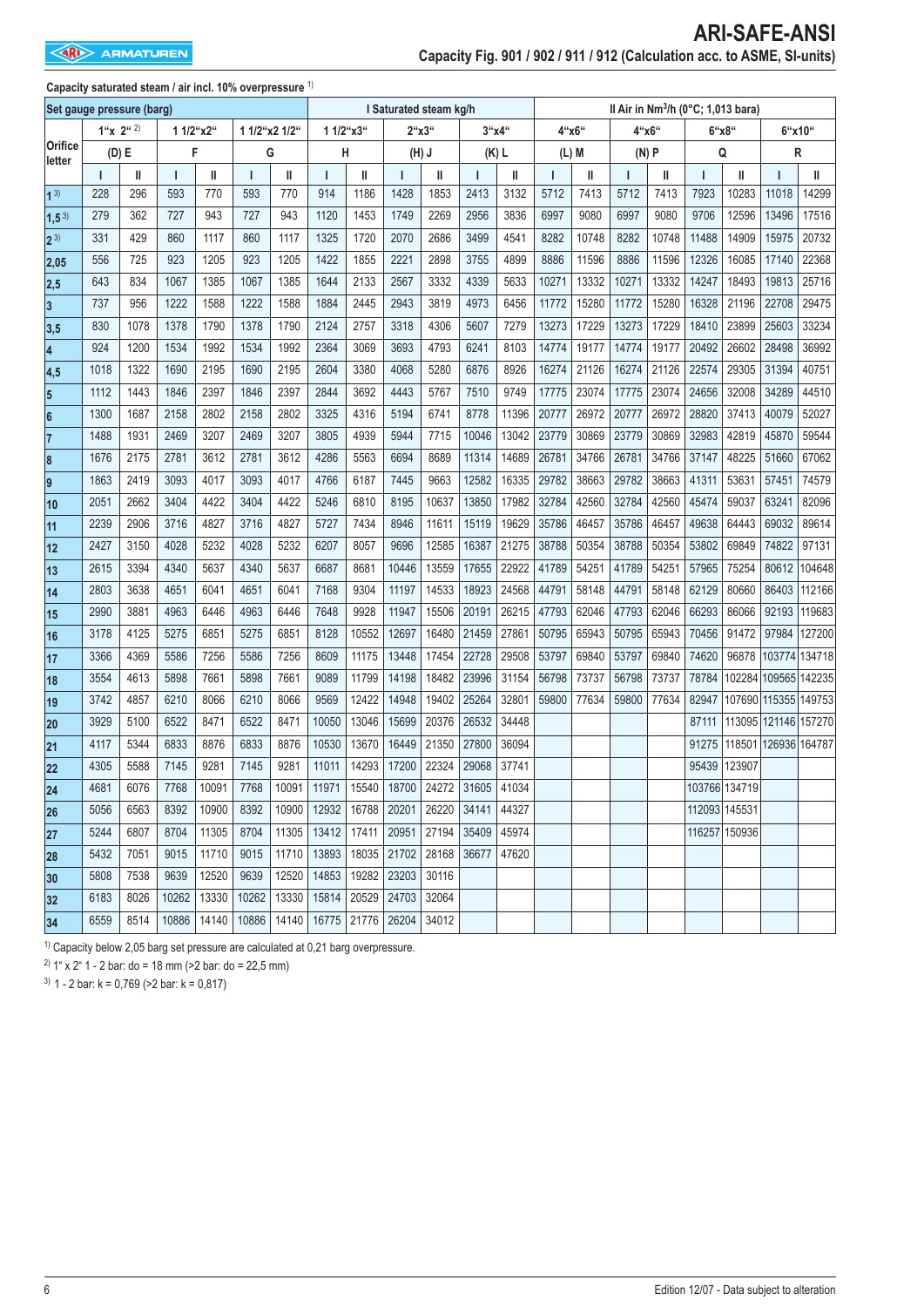# ARI-SAFE-ANSI

## Capacity Fig. 901 / 902 / 911 / 912 (Calculation acc. to ASME, SI-units)

**Capacity saturated steam / air incl. 10% overpressure** [1]

| Set gauge pressure (barg) | | | | | | | | | | | | | I Saturated steam kg/h | | | | | | | II Air in Nm³/h (0°C; 1,013 bara) | | | | | | | |
|---|---|---|---|---|---|---|---|---|---|---|---|---|---|---|---|---|---|---|---|---|---|---|---|---|---|---|---|
| | 1"x 2" [2] | | 1 1/2"x2" | | 1 1/2"x2 1/2" | | 1 1/2"x3" | | 2"x3" | | 3"x4" | | 4"x6" | | 4"x6" | | 6"x8" | | 6"x10" | | | | | | | | |
| Orifice letter | (D) E | | F | | G | | H | | (H) J | | (K) L | | (L) M | | (N) P | | Q | | R | | | | | | | | |
| | I | II | I | II | I | II | I | II | I | II | I | II | I | II | I | II | I | II | I | II | | | | | | | |

| Orifice letter | E I | E II | F I | F II | G I | G II | H I | H II | J I | J II | L I | L II | M I | M II | P I | P II | Q I | Q II | R I | R II |
|---|---|---|---|---|---|---|---|---|---|---|---|---|---|---|---|---|---|---|---|---|
| 1 [3] | 228 | 296 | 593 | 770 | 593 | 770 | 914 | 1186 | 1428 | 1853 | 2413 | 3132 | 5712 | 7413 | 5712 | 7413 | 7923 | 10283 | 11018 | 14299 |
| 1,5 [3] | 279 | 362 | 727 | 943 | 727 | 943 | 1120 | 1453 | 1749 | 2269 | 2956 | 3836 | 6997 | 9080 | 6997 | 9080 | 9706 | 12596 | 13496 | 17516 |
| 2 [3] | 331 | 429 | 860 | 1117 | 860 | 1117 | 1325 | 1720 | 2070 | 2686 | 3499 | 4541 | 8282 | 10748 | 8282 | 10748 | 11488 | 14909 | 15975 | 20732 |
| 2,05 | 556 | 725 | 923 | 1205 | 923 | 1205 | 1422 | 1855 | 2221 | 2898 | 3755 | 4899 | 8886 | 11596 | 8886 | 11596 | 12326 | 16085 | 17140 | 22368 |
| 2,5 | 643 | 834 | 1067 | 1385 | 1067 | 1385 | 1644 | 2133 | 2567 | 3332 | 4339 | 5633 | 10271 | 13332 | 10271 | 13332 | 14247 | 18493 | 19813 | 25716 |
| 3 | 737 | 956 | 1222 | 1588 | 1222 | 1588 | 1884 | 2445 | 2943 | 3819 | 4973 | 6456 | 11772 | 15280 | 11772 | 15280 | 16328 | 21196 | 22708 | 29475 |
| 3,5 | 830 | 1078 | 1378 | 1790 | 1378 | 1790 | 2124 | 2757 | 3318 | 4306 | 5607 | 7279 | 13273 | 17229 | 13273 | 17229 | 18410 | 23899 | 25603 | 33234 |
| 4 | 924 | 1200 | 1534 | 1992 | 1534 | 1992 | 2364 | 3069 | 3693 | 4793 | 6241 | 8103 | 14774 | 19177 | 14774 | 19177 | 20492 | 26602 | 28498 | 36992 |
| 4,5 | 1018 | 1322 | 1690 | 2195 | 1690 | 2195 | 2604 | 3380 | 4068 | 5280 | 6876 | 8926 | 16274 | 21126 | 16274 | 21126 | 22574 | 29305 | 31394 | 40751 |
| 5 | 1112 | 1443 | 1846 | 2397 | 1846 | 2397 | 2844 | 3692 | 4443 | 5767 | 7510 | 9749 | 17775 | 23074 | 17775 | 23074 | 24656 | 32008 | 34289 | 44510 |
| 6 | 1300 | 1687 | 2158 | 2802 | 2158 | 2802 | 3325 | 4316 | 5194 | 6741 | 8778 | 11396 | 20777 | 26972 | 20777 | 26972 | 28820 | 37413 | 40079 | 52027 |
| 7 | 1488 | 1931 | 2469 | 3207 | 2469 | 3207 | 3805 | 4939 | 5944 | 7715 | 10046 | 13042 | 23779 | 30869 | 23779 | 30869 | 32983 | 42819 | 45870 | 59544 |
| 8 | 1676 | 2175 | 2781 | 3612 | 2781 | 3612 | 4286 | 5563 | 6694 | 8689 | 11314 | 14689 | 26781 | 34766 | 26781 | 34766 | 37147 | 48225 | 51660 | 67062 |
| 9 | 1863 | 2419 | 3093 | 4017 | 3093 | 4017 | 4766 | 6187 | 7445 | 9663 | 12582 | 16335 | 29782 | 38663 | 29782 | 38663 | 41311 | 53631 | 57451 | 74579 |
| 10 | 2051 | 2662 | 3404 | 4422 | 3404 | 4422 | 5246 | 6810 | 8195 | 10637 | 13850 | 17982 | 32784 | 42560 | 32784 | 42560 | 45474 | 59037 | 63241 | 82096 |
| 11 | 2239 | 2906 | 3716 | 4827 | 3716 | 4827 | 5727 | 7434 | 8946 | 11611 | 15119 | 19629 | 35786 | 46457 | 35786 | 46457 | 49638 | 64443 | 69032 | 89614 |
| 12 | 2427 | 3150 | 4028 | 5232 | 4028 | 5232 | 6207 | 8057 | 9696 | 12585 | 16387 | 21275 | 38788 | 50354 | 38788 | 50354 | 53802 | 69849 | 74822 | 97131 |
| 13 | 2615 | 3394 | 4340 | 5637 | 4340 | 5637 | 6687 | 8681 | 10446 | 13559 | 17655 | 22922 | 41789 | 54251 | 41789 | 54251 | 57965 | 75254 | 80612 | 104648 |
| 14 | 2803 | 3638 | 4651 | 6041 | 4651 | 6041 | 7168 | 9304 | 11197 | 14533 | 18923 | 24568 | 44791 | 58148 | 44791 | 58148 | 62129 | 80660 | 86403 | 112166 |
| 15 | 2990 | 3881 | 4963 | 6446 | 4963 | 6446 | 7648 | 9928 | 11947 | 15506 | 20191 | 26215 | 47793 | 62046 | 47793 | 62046 | 66293 | 86066 | 92193 | 119683 |
| 16 | 3178 | 4125 | 5275 | 6851 | 5275 | 6851 | 8128 | 10552 | 12697 | 16480 | 21459 | 27861 | 50795 | 65943 | 50795 | 65943 | 70456 | 91472 | 97984 | 127200 |
| 17 | 3366 | 4369 | 5586 | 7256 | 5586 | 7256 | 8609 | 11175 | 13448 | 17454 | 22728 | 29508 | 53797 | 69840 | 53797 | 69840 | 74620 | 96878 | 103774 | 134718 |
| 18 | 3554 | 4613 | 5898 | 7661 | 5898 | 7661 | 9089 | 11799 | 14198 | 18482 | 23996 | 31154 | 56798 | 73737 | 56798 | 73737 | 78784 | 102284 | 109565 | 142235 |
| 19 | 3742 | 4857 | 6210 | 8066 | 6210 | 8066 | 9569 | 12422 | 14948 | 19402 | 25264 | 32801 | 59800 | 77634 | 59800 | 77634 | 82947 | 107690 | 115355 | 149753 |
| 20 | 3929 | 5100 | 6522 | 8471 | 6522 | 8471 | 10050 | 13046 | 15699 | 20376 | 26532 | 34448 | | | | | 87111 | 113095 | 121146 | 157270 |
| 21 | 4117 | 5344 | 6833 | 8876 | 6833 | 8876 | 10530 | 13670 | 16449 | 21350 | 27800 | 36094 | | | | | 91275 | 118501 | 126936 | 164787 |
| 22 | 4305 | 5588 | 7145 | 9281 | 7145 | 9281 | 11011 | 14293 | 17200 | 22324 | 29068 | 37741 | | | | | 95439 | 123907 | | |
| 24 | 4681 | 6076 | 7768 | 10091 | 7768 | 10091 | 11971 | 15540 | 18700 | 24272 | 31605 | 41034 | | | | | 103766 | 134719 | | |
| 26 | 5056 | 6563 | 8392 | 10900 | 8392 | 10900 | 12932 | 16788 | 20201 | 26220 | 34141 | 44327 | | | | | 112093 | 145531 | | |
| 27 | 5244 | 6807 | 8704 | 11305 | 8704 | 11305 | 13412 | 17411 | 20951 | 27194 | 35409 | 45974 | | | | | 116257 | 150936 | | |
| 28 | 5432 | 7051 | 9015 | 11710 | 9015 | 11710 | 13893 | 18035 | 21702 | 28168 | 36677 | 47620 | | | | | | | | |
| 30 | 5808 | 7538 | 9639 | 12520 | 9639 | 12520 | 14853 | 19282 | 23203 | 30116 | | | | | | | | | | |
| 32 | 6183 | 8026 | 10262 | 13330 | 10262 | 13330 | 15814 | 20529 | 24703 | 32064 | | | | | | | | | | |
| 34 | 6559 | 8514 | 10886 | 14140 | 10886 | 14140 | 16775 | 21776 | 26204 | 34012 | | | | | | | | | | |

Column key: E = 1"x 2" [2] (D) E; F = 1 1/2"x2"; G = 1 1/2"x2 1/2"; H = 1 1/2"x3"; J = 2"x3" (H) J; L = 3"x4" (K) L; M = 4"x6" (L) M; P = 4"x6" (N) P; Q = 6"x8"; R = 6"x10". I = Saturated steam kg/h; II = Air in Nm³/h (0°C; 1,013 bara).

[1] Capacity below 2,05 barg set pressure are calculated at 0,21 barg overpressure.

[2] 1" x 2" 1 - 2 bar: do = 18 mm (>2 bar: do = 22,5 mm)

[3] 1 - 2 bar: k = 0,769 (>2 bar: k = 0,817)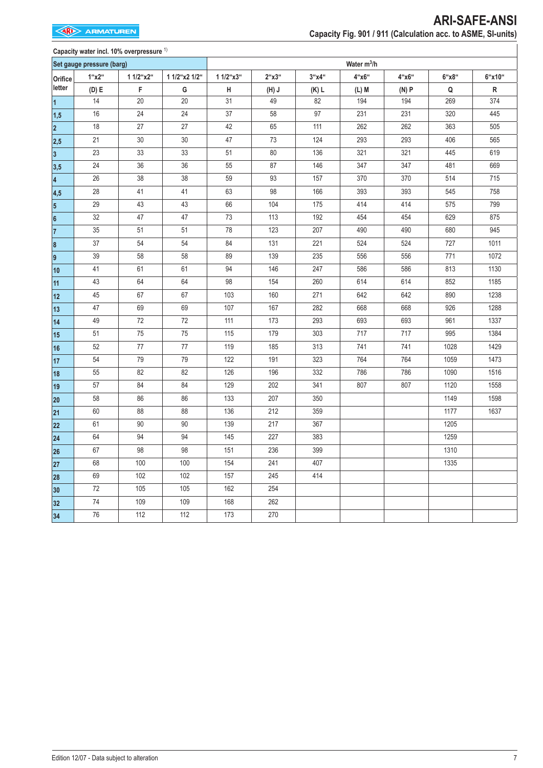# ARI-SAFE-ANSI

## Capacity Fig. 901 / 911 (Calculation acc. to ASME, SI-units)

Capacity water incl. 10% overpressure [1)]

| Set gauge pressure (barg) | | | | Water m³/h | | | | | | |
|---|---|---|---|---|---|---|---|---|---|---|
| Orifice letter | 1"x2" | 1 1/2"x2" | 1 1/2"x2 1/2" | 1 1/2"x3" | 2"x3" | 3"x4" | 4"x6" | 4"x6" | 6"x8" | 6"x10" |
| | (D) E | F | G | H | (H) J | (K) L | (L) M | (N) P | Q | R |
| 1 | 14 | 20 | 20 | 31 | 49 | 82 | 194 | 194 | 269 | 374 |
| 1,5 | 16 | 24 | 24 | 37 | 58 | 97 | 231 | 231 | 320 | 445 |
| 2 | 18 | 27 | 27 | 42 | 65 | 111 | 262 | 262 | 363 | 505 |
| 2,5 | 21 | 30 | 30 | 47 | 73 | 124 | 293 | 293 | 406 | 565 |
| 3 | 23 | 33 | 33 | 51 | 80 | 136 | 321 | 321 | 445 | 619 |
| 3,5 | 24 | 36 | 36 | 55 | 87 | 146 | 347 | 347 | 481 | 669 |
| 4 | 26 | 38 | 38 | 59 | 93 | 157 | 370 | 370 | 514 | 715 |
| 4,5 | 28 | 41 | 41 | 63 | 98 | 166 | 393 | 393 | 545 | 758 |
| 5 | 29 | 43 | 43 | 66 | 104 | 175 | 414 | 414 | 575 | 799 |
| 6 | 32 | 47 | 47 | 73 | 113 | 192 | 454 | 454 | 629 | 875 |
| 7 | 35 | 51 | 51 | 78 | 123 | 207 | 490 | 490 | 680 | 945 |
| 8 | 37 | 54 | 54 | 84 | 131 | 221 | 524 | 524 | 727 | 1011 |
| 9 | 39 | 58 | 58 | 89 | 139 | 235 | 556 | 556 | 771 | 1072 |
| 10 | 41 | 61 | 61 | 94 | 146 | 247 | 586 | 586 | 813 | 1130 |
| 11 | 43 | 64 | 64 | 98 | 154 | 260 | 614 | 614 | 852 | 1185 |
| 12 | 45 | 67 | 67 | 103 | 160 | 271 | 642 | 642 | 890 | 1238 |
| 13 | 47 | 69 | 69 | 107 | 167 | 282 | 668 | 668 | 926 | 1288 |
| 14 | 49 | 72 | 72 | 111 | 173 | 293 | 693 | 693 | 961 | 1337 |
| 15 | 51 | 75 | 75 | 115 | 179 | 303 | 717 | 717 | 995 | 1384 |
| 16 | 52 | 77 | 77 | 119 | 185 | 313 | 741 | 741 | 1028 | 1429 |
| 17 | 54 | 79 | 79 | 122 | 191 | 323 | 764 | 764 | 1059 | 1473 |
| 18 | 55 | 82 | 82 | 126 | 196 | 332 | 786 | 786 | 1090 | 1516 |
| 19 | 57 | 84 | 84 | 129 | 202 | 341 | 807 | 807 | 1120 | 1558 |
| 20 | 58 | 86 | 86 | 133 | 207 | 350 | | | 1149 | 1598 |
| 21 | 60 | 88 | 88 | 136 | 212 | 359 | | | 1177 | 1637 |
| 22 | 61 | 90 | 90 | 139 | 217 | 367 | | | 1205 | |
| 24 | 64 | 94 | 94 | 145 | 227 | 383 | | | 1259 | |
| 26 | 67 | 98 | 98 | 151 | 236 | 399 | | | 1310 | |
| 27 | 68 | 100 | 100 | 154 | 241 | 407 | | | 1335 | |
| 28 | 69 | 102 | 102 | 157 | 245 | 414 | | | | |
| 30 | 72 | 105 | 105 | 162 | 254 | | | | | |
| 32 | 74 | 109 | 109 | 168 | 262 | | | | | |
| 34 | 76 | 112 | 112 | 173 | 270 | | | | | |

Edition 12/07 - Data subject to alteration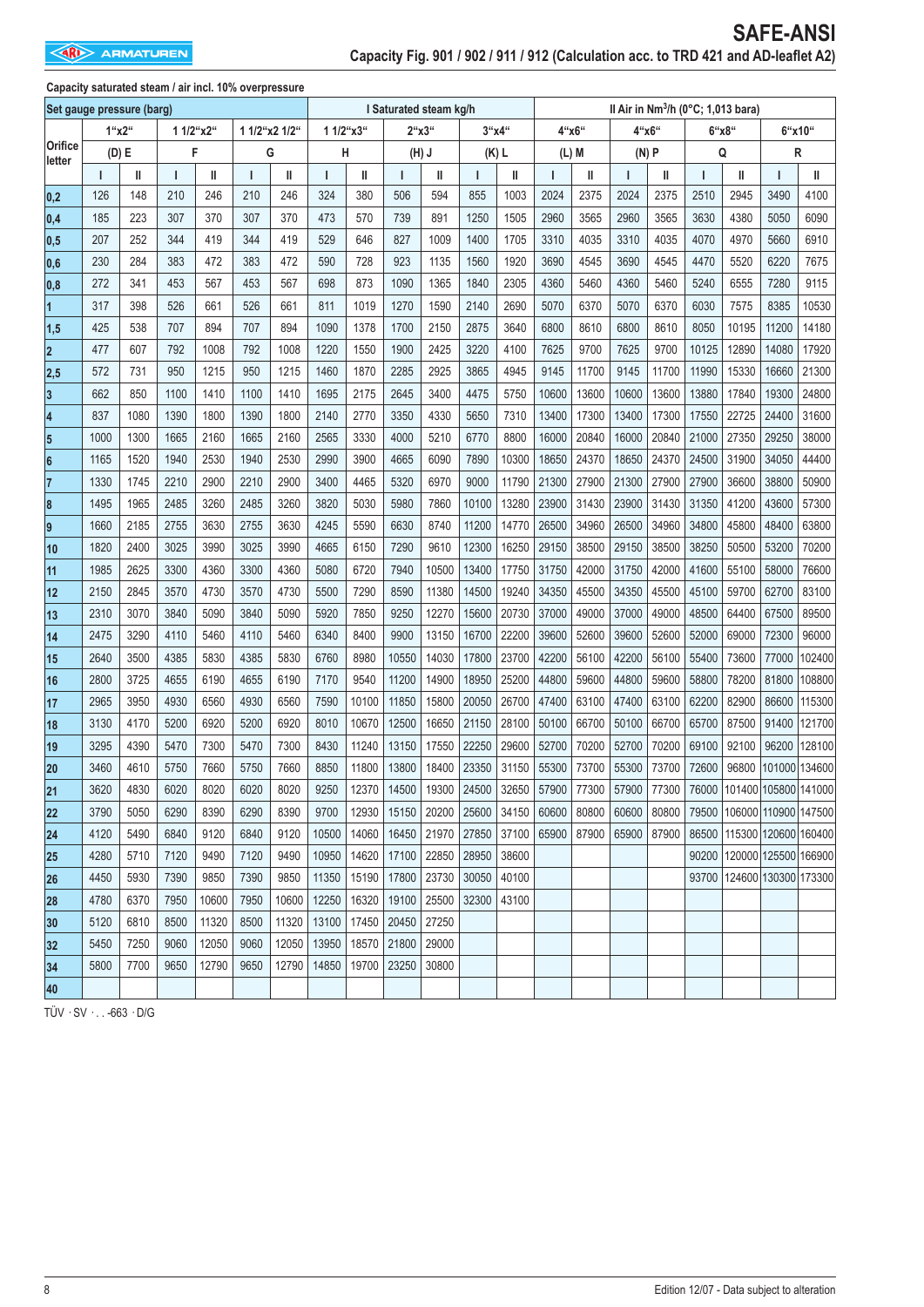# SAFE-ANSI

**Capacity Fig. 901 / 902 / 911 / 912 (Calculation acc. to TRD 421 and AD-leaflet A2)**

**Capacity saturated steam / air incl. 10% overpressure**

| Set gauge pressure (barg) | 1"x2" | | 1 1/2"x2" | | 1 1/2"x2 1/2" | | 1 1/2"x3" | | 2"x3" | | 3"x4" | | 4"x6" | | 4"x6" | | 6"x8" | | 6"x10" | |
|---|---|---|---|---|---|---|---|---|---|---|---|---|---|---|---|---|---|---|---|---|
| Orifice letter | (D) E | | F | | G | | H | | (H) J | | (K) L | | (L) M | | (N) P | | Q | | R | |
| | I | II | I | II | I | II | I | II | I | II | I | II | I | II | I | II | I | II | I | II |
| 0,2 | 126 | 148 | 210 | 246 | 210 | 246 | 324 | 380 | 506 | 594 | 855 | 1003 | 2024 | 2375 | 2024 | 2375 | 2510 | 2945 | 3490 | 4100 |
| 0,4 | 185 | 223 | 307 | 370 | 307 | 370 | 473 | 570 | 739 | 891 | 1250 | 1505 | 2960 | 3565 | 2960 | 3565 | 3630 | 4380 | 5050 | 6090 |
| 0,5 | 207 | 252 | 344 | 419 | 344 | 419 | 529 | 646 | 827 | 1009 | 1400 | 1705 | 3310 | 4035 | 3310 | 4035 | 4070 | 4970 | 5660 | 6910 |
| 0,6 | 230 | 284 | 383 | 472 | 383 | 472 | 590 | 728 | 923 | 1135 | 1560 | 1920 | 3690 | 4545 | 3690 | 4545 | 4470 | 5520 | 6220 | 7675 |
| 0,8 | 272 | 341 | 453 | 567 | 453 | 567 | 698 | 873 | 1090 | 1365 | 1840 | 2305 | 4360 | 5460 | 4360 | 5460 | 5240 | 6555 | 7280 | 9115 |
| 1 | 317 | 398 | 526 | 661 | 526 | 661 | 811 | 1019 | 1270 | 1590 | 2140 | 2690 | 5070 | 6370 | 5070 | 6370 | 6030 | 7575 | 8385 | 10530 |
| 1,5 | 425 | 538 | 707 | 894 | 707 | 894 | 1090 | 1378 | 1700 | 2150 | 2875 | 3640 | 6800 | 8610 | 6800 | 8610 | 8050 | 10195 | 11200 | 14180 |
| 2 | 477 | 607 | 792 | 1008 | 792 | 1008 | 1220 | 1550 | 1900 | 2425 | 3220 | 4100 | 7625 | 9700 | 7625 | 9700 | 10125 | 12890 | 14080 | 17920 |
| 2,5 | 572 | 731 | 950 | 1215 | 950 | 1215 | 1460 | 1870 | 2285 | 2925 | 3865 | 4945 | 9145 | 11700 | 9145 | 11700 | 11990 | 15330 | 16660 | 21300 |
| 3 | 662 | 850 | 1100 | 1410 | 1100 | 1410 | 1695 | 2175 | 2645 | 3400 | 4475 | 5750 | 10600 | 13600 | 10600 | 13600 | 13880 | 17840 | 19300 | 24800 |
| 4 | 837 | 1080 | 1390 | 1800 | 1390 | 1800 | 2140 | 2770 | 3350 | 4330 | 5650 | 7310 | 13400 | 17300 | 13400 | 17300 | 17550 | 22725 | 24400 | 31600 |
| 5 | 1000 | 1300 | 1665 | 2160 | 1665 | 2160 | 2565 | 3330 | 4000 | 5210 | 6770 | 8800 | 16000 | 20840 | 16000 | 20840 | 21000 | 27350 | 29250 | 38000 |
| 6 | 1165 | 1520 | 1940 | 2530 | 1940 | 2530 | 2990 | 3900 | 4665 | 6090 | 7890 | 10300 | 18650 | 24370 | 18650 | 24370 | 24500 | 31900 | 34050 | 44400 |
| 7 | 1330 | 1745 | 2210 | 2900 | 2210 | 2900 | 3400 | 4465 | 5320 | 6970 | 9000 | 11790 | 21300 | 27900 | 21300 | 27900 | 27900 | 36600 | 38800 | 50900 |
| 8 | 1495 | 1965 | 2485 | 3260 | 2485 | 3260 | 3820 | 5030 | 5980 | 7860 | 10100 | 13280 | 23900 | 31430 | 23900 | 31430 | 31350 | 41200 | 43600 | 57300 |
| 9 | 1660 | 2185 | 2755 | 3630 | 2755 | 3630 | 4245 | 5590 | 6630 | 8740 | 11200 | 14770 | 26500 | 34960 | 26500 | 34960 | 34800 | 45800 | 48400 | 63800 |
| 10 | 1820 | 2400 | 3025 | 3990 | 3025 | 3990 | 4665 | 6150 | 7290 | 9610 | 12300 | 16250 | 29150 | 38500 | 29150 | 38500 | 38250 | 50500 | 53200 | 70200 |
| 11 | 1985 | 2625 | 3300 | 4360 | 3300 | 4360 | 5080 | 6720 | 7940 | 10500 | 13400 | 17750 | 31750 | 42000 | 31750 | 42000 | 41600 | 55100 | 58000 | 76600 |
| 12 | 2150 | 2845 | 3570 | 4730 | 3570 | 4730 | 5500 | 7290 | 8590 | 11380 | 14500 | 19240 | 34350 | 45500 | 34350 | 45500 | 45100 | 59700 | 62700 | 83100 |
| 13 | 2310 | 3070 | 3840 | 5090 | 3840 | 5090 | 5920 | 7850 | 9250 | 12270 | 15600 | 20730 | 37000 | 49000 | 37000 | 49000 | 48500 | 64400 | 67500 | 89500 |
| 14 | 2475 | 3290 | 4110 | 5460 | 4110 | 5460 | 6340 | 8400 | 9900 | 13150 | 16700 | 22200 | 39600 | 52600 | 39600 | 52600 | 52000 | 69000 | 72300 | 96000 |
| 15 | 2640 | 3500 | 4385 | 5830 | 4385 | 5830 | 6760 | 8980 | 10550 | 14030 | 17800 | 23700 | 42200 | 56100 | 42200 | 56100 | 55400 | 73600 | 77000 | 102400 |
| 16 | 2800 | 3725 | 4655 | 6190 | 4655 | 6190 | 7170 | 9540 | 11200 | 14900 | 18950 | 25200 | 44800 | 59600 | 44800 | 59600 | 58800 | 78200 | 81800 | 108800 |
| 17 | 2965 | 3950 | 4930 | 6560 | 4930 | 6560 | 7590 | 10100 | 11850 | 15800 | 20050 | 26700 | 47400 | 63100 | 47400 | 63100 | 62200 | 82900 | 86600 | 115300 |
| 18 | 3130 | 4170 | 5200 | 6920 | 5200 | 6920 | 8010 | 10670 | 12500 | 16650 | 21150 | 28100 | 50100 | 66700 | 50100 | 66700 | 65700 | 87500 | 91400 | 121700 |
| 19 | 3295 | 4390 | 5470 | 7300 | 5470 | 7300 | 8430 | 11240 | 13150 | 17550 | 22250 | 29600 | 52700 | 70200 | 52700 | 70200 | 69100 | 92100 | 96200 | 128100 |
| 20 | 3460 | 4610 | 5750 | 7660 | 5750 | 7660 | 8850 | 11800 | 13800 | 18400 | 23350 | 31150 | 55300 | 73700 | 55300 | 73700 | 72600 | 96800 | 101000 | 134600 |
| 21 | 3620 | 4830 | 6020 | 8020 | 6020 | 8020 | 9250 | 12370 | 14500 | 19300 | 24500 | 32650 | 57900 | 77300 | 57900 | 77300 | 76000 | 101400 | 105800 | 141000 |
| 22 | 3790 | 5050 | 6290 | 8390 | 6290 | 8390 | 9700 | 12930 | 15150 | 20200 | 25600 | 34150 | 60600 | 80800 | 60600 | 80800 | 79500 | 106000 | 110900 | 147500 |
| 24 | 4120 | 5490 | 6840 | 9120 | 6840 | 9120 | 10500 | 14060 | 16450 | 21970 | 27850 | 37100 | 65900 | 87900 | 65900 | 87900 | 86500 | 115300 | 120600 | 160400 |
| 25 | 4280 | 5710 | 7120 | 9490 | 7120 | 9490 | 10950 | 14620 | 17100 | 22850 | 28950 | 38600 | | | | | 90200 | 120000 | 125500 | 166900 |
| 26 | 4450 | 5930 | 7390 | 9850 | 7390 | 9850 | 11350 | 15190 | 17800 | 23730 | 30050 | 40100 | | | | | 93700 | 124600 | 130300 | 173300 |
| 28 | 4780 | 6370 | 7950 | 10600 | 7950 | 10600 | 12250 | 16320 | 19100 | 25500 | 32300 | 43100 | | | | | | | | |
| 30 | 5120 | 6810 | 8500 | 11320 | 8500 | 11320 | 13100 | 17450 | 20450 | 27250 | | | | | | | | | | |
| 32 | 5450 | 7250 | 9060 | 12050 | 9060 | 12050 | 13950 | 18570 | 21800 | 29000 | | | | | | | | | | |
| 34 | 5800 | 7700 | 9650 | 12790 | 9650 | 12790 | 14850 | 19700 | 23250 | 30800 | | | | | | | | | | |
| 40 | | | | | | | | | | | | | | | | | | | | |

I Saturated steam kg/h — II Air in $Nm^3/h$ (0°C; 1,013 bara)

TÜV · SV · . . -663 · D/G

Edition 12/07 - Data subject to alteration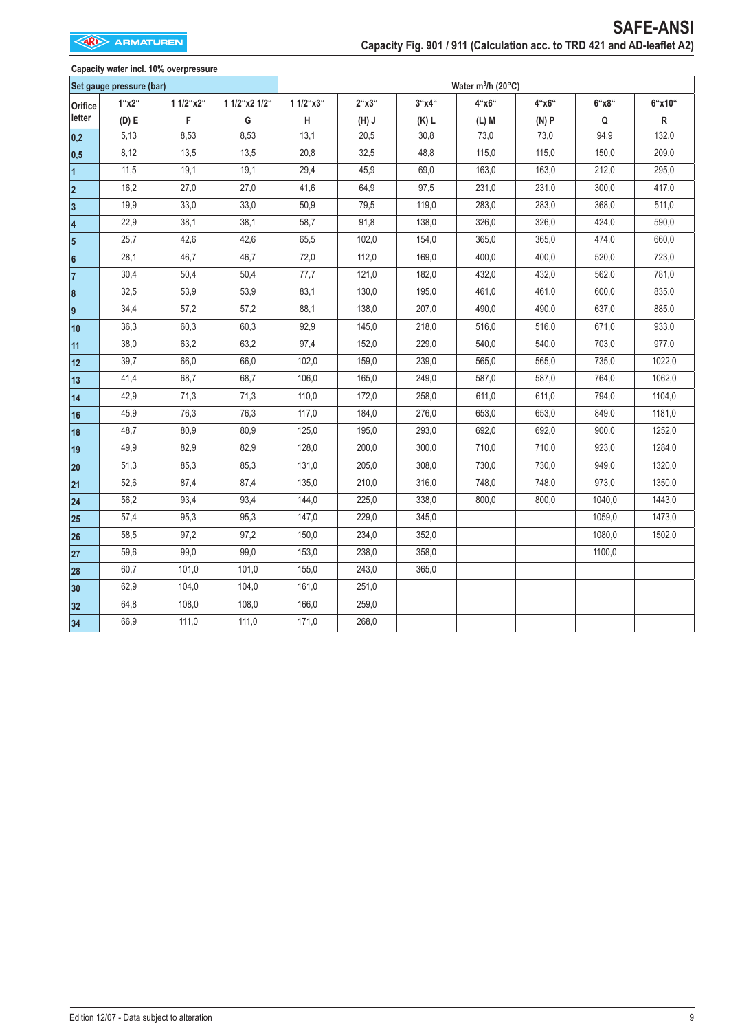# SAFE-ANSI

## Capacity Fig. 901 / 911 (Calculation acc. to TRD 421 and AD-leaflet A2)

**Capacity water incl. 10% overpressure**

| Set gauge pressure (bar) | | | | Water m³/h (20°C) | | | | | | |
|---|---|---|---|---|---|---|---|---|---|---|
| Orifice letter | 1"x2" | 1 1/2"x2" | 1 1/2"x2 1/2" | 1 1/2"x3" | 2"x3" | 3"x4" | 4"x6" | 4"x6" | 6"x8" | 6"x10" |
| | (D) E | F | G | H | (H) J | (K) L | (L) M | (N) P | Q | R |
| 0,2 | 5,13 | 8,53 | 8,53 | 13,1 | 20,5 | 30,8 | 73,0 | 73,0 | 94,9 | 132,0 |
| 0,5 | 8,12 | 13,5 | 13,5 | 20,8 | 32,5 | 48,8 | 115,0 | 115,0 | 150,0 | 209,0 |
| 1 | 11,5 | 19,1 | 19,1 | 29,4 | 45,9 | 69,0 | 163,0 | 163,0 | 212,0 | 295,0 |
| 2 | 16,2 | 27,0 | 27,0 | 41,6 | 64,9 | 97,5 | 231,0 | 231,0 | 300,0 | 417,0 |
| 3 | 19,9 | 33,0 | 33,0 | 50,9 | 79,5 | 119,0 | 283,0 | 283,0 | 368,0 | 511,0 |
| 4 | 22,9 | 38,1 | 38,1 | 58,7 | 91,8 | 138,0 | 326,0 | 326,0 | 424,0 | 590,0 |
| 5 | 25,7 | 42,6 | 42,6 | 65,5 | 102,0 | 154,0 | 365,0 | 365,0 | 474,0 | 660,0 |
| 6 | 28,1 | 46,7 | 46,7 | 72,0 | 112,0 | 169,0 | 400,0 | 400,0 | 520,0 | 723,0 |
| 7 | 30,4 | 50,4 | 50,4 | 77,7 | 121,0 | 182,0 | 432,0 | 432,0 | 562,0 | 781,0 |
| 8 | 32,5 | 53,9 | 53,9 | 83,1 | 130,0 | 195,0 | 461,0 | 461,0 | 600,0 | 835,0 |
| 9 | 34,4 | 57,2 | 57,2 | 88,1 | 138,0 | 207,0 | 490,0 | 490,0 | 637,0 | 885,0 |
| 10 | 36,3 | 60,3 | 60,3 | 92,9 | 145,0 | 218,0 | 516,0 | 516,0 | 671,0 | 933,0 |
| 11 | 38,0 | 63,2 | 63,2 | 97,4 | 152,0 | 229,0 | 540,0 | 540,0 | 703,0 | 977,0 |
| 12 | 39,7 | 66,0 | 66,0 | 102,0 | 159,0 | 239,0 | 565,0 | 565,0 | 735,0 | 1022,0 |
| 13 | 41,4 | 68,7 | 68,7 | 106,0 | 165,0 | 249,0 | 587,0 | 587,0 | 764,0 | 1062,0 |
| 14 | 42,9 | 71,3 | 71,3 | 110,0 | 172,0 | 258,0 | 611,0 | 611,0 | 794,0 | 1104,0 |
| 16 | 45,9 | 76,3 | 76,3 | 117,0 | 184,0 | 276,0 | 653,0 | 653,0 | 849,0 | 1181,0 |
| 18 | 48,7 | 80,9 | 80,9 | 125,0 | 195,0 | 293,0 | 692,0 | 692,0 | 900,0 | 1252,0 |
| 19 | 49,9 | 82,9 | 82,9 | 128,0 | 200,0 | 300,0 | 710,0 | 710,0 | 923,0 | 1284,0 |
| 20 | 51,3 | 85,3 | 85,3 | 131,0 | 205,0 | 308,0 | 730,0 | 730,0 | 949,0 | 1320,0 |
| 21 | 52,6 | 87,4 | 87,4 | 135,0 | 210,0 | 316,0 | 748,0 | 748,0 | 973,0 | 1350,0 |
| 24 | 56,2 | 93,4 | 93,4 | 144,0 | 225,0 | 338,0 | 800,0 | 800,0 | 1040,0 | 1443,0 |
| 25 | 57,4 | 95,3 | 95,3 | 147,0 | 229,0 | 345,0 | | | 1059,0 | 1473,0 |
| 26 | 58,5 | 97,2 | 97,2 | 150,0 | 234,0 | 352,0 | | | 1080,0 | 1502,0 |
| 27 | 59,6 | 99,0 | 99,0 | 153,0 | 238,0 | 358,0 | | | 1100,0 | |
| 28 | 60,7 | 101,0 | 101,0 | 155,0 | 243,0 | 365,0 | | | | |
| 30 | 62,9 | 104,0 | 104,0 | 161,0 | 251,0 | | | | | |
| 32 | 64,8 | 108,0 | 108,0 | 166,0 | 259,0 | | | | | |
| 34 | 66,9 | 111,0 | 111,0 | 171,0 | 268,0 | | | | | |

Edition 12/07 - Data subject to alteration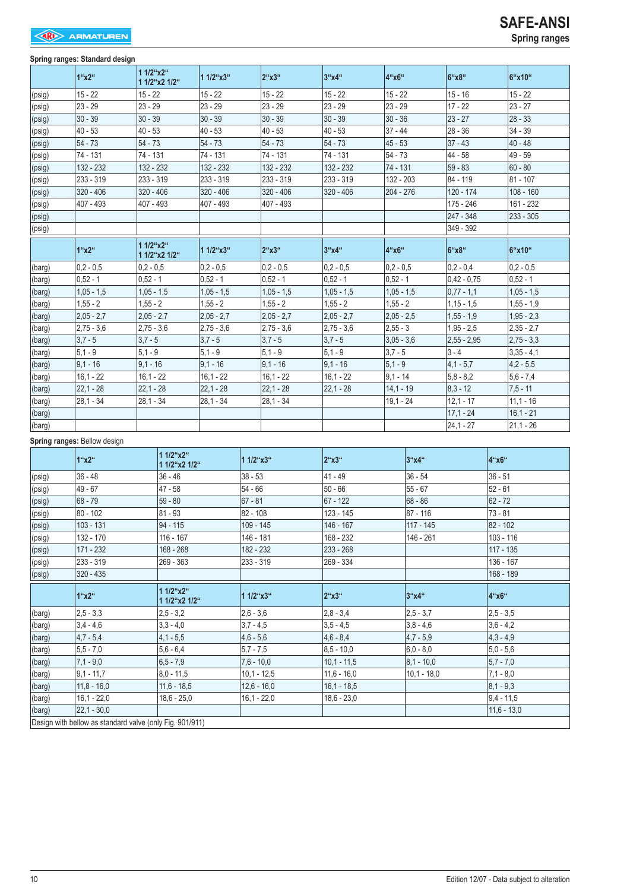# SAFE-ANSI

**Spring ranges**

**Spring ranges: Standard design**

| | 1"x2" | 1 1/2"x2" 1 1/2"x2 1/2" | 1 1/2"x3" | 2"x3" | 3"x4" | 4"x6" | 6"x8" | 6"x10" |
|---|---|---|---|---|---|---|---|---|
| (psig) | 15 - 22 | 15 - 22 | 15 - 22 | 15 - 22 | 15 - 22 | 15 - 22 | 15 - 16 | 15 - 22 |
| (psig) | 23 - 29 | 23 - 29 | 23 - 29 | 23 - 29 | 23 - 29 | 23 - 29 | 17 - 22 | 23 - 27 |
| (psig) | 30 - 39 | 30 - 39 | 30 - 39 | 30 - 39 | 30 - 39 | 30 - 36 | 23 - 27 | 28 - 33 |
| (psig) | 40 - 53 | 40 - 53 | 40 - 53 | 40 - 53 | 40 - 53 | 37 - 44 | 28 - 36 | 34 - 39 |
| (psig) | 54 - 73 | 54 - 73 | 54 - 73 | 54 - 73 | 54 - 73 | 45 - 53 | 37 - 43 | 40 - 48 |
| (psig) | 74 - 131 | 74 - 131 | 74 - 131 | 74 - 131 | 74 - 131 | 54 - 73 | 44 - 58 | 49 - 59 |
| (psig) | 132 - 232 | 132 - 232 | 132 - 232 | 132 - 232 | 132 - 232 | 74 - 131 | 59 - 83 | 60 - 80 |
| (psig) | 233 - 319 | 233 - 319 | 233 - 319 | 233 - 319 | 233 - 319 | 132 - 203 | 84 - 119 | 81 - 107 |
| (psig) | 320 - 406 | 320 - 406 | 320 - 406 | 320 - 406 | 320 - 406 | 204 - 276 | 120 - 174 | 108 - 160 |
| (psig) | 407 - 493 | 407 - 493 | 407 - 493 | 407 - 493 | | | 175 - 246 | 161 - 232 |
| (psig) | | | | | | | 247 - 348 | 233 - 305 |
| (psig) | | | | | | | 349 - 392 | |

| | 1"x2" | 1 1/2"x2" 1 1/2"x2 1/2" | 1 1/2"x3" | 2"x3" | 3"x4" | 4"x6" | 6"x8" | 6"x10" |
|---|---|---|---|---|---|---|---|---|
| (barg) | 0,2 - 0,5 | 0,2 - 0,5 | 0,2 - 0,5 | 0,2 - 0,5 | 0,2 - 0,5 | 0,2 - 0,5 | 0,2 - 0,4 | 0,2 - 0,5 |
| (barg) | 0,52 - 1 | 0,52 - 1 | 0,52 - 1 | 0,52 - 1 | 0,52 - 1 | 0,52 - 1 | 0,42 - 0,75 | 0,52 - 1 |
| (barg) | 1,05 - 1,5 | 1,05 - 1,5 | 1,05 - 1,5 | 1,05 - 1,5 | 1,05 - 1,5 | 1,05 - 1,5 | 0,77 - 1,1 | 1,05 - 1,5 |
| (barg) | 1,55 - 2 | 1,55 - 2 | 1,55 - 2 | 1,55 - 2 | 1,55 - 2 | 1,55 - 2 | 1,15 - 1,5 | 1,55 - 1,9 |
| (barg) | 2,05 - 2,7 | 2,05 - 2,7 | 2,05 - 2,7 | 2,05 - 2,7 | 2,05 - 2,7 | 2,05 - 2,5 | 1,55 - 1,9 | 1,95 - 2,3 |
| (barg) | 2,75 - 3,6 | 2,75 - 3,6 | 2,75 - 3,6 | 2,75 - 3,6 | 2,75 - 3,6 | 2,55 - 3 | 1,95 - 2,5 | 2,35 - 2,7 |
| (barg) | 3,7 - 5 | 3,7 - 5 | 3,7 - 5 | 3,7 - 5 | 3,7 - 5 | 3,05 - 3,6 | 2,55 - 2,95 | 2,75 - 3,3 |
| (barg) | 5,1 - 9 | 5,1 - 9 | 5,1 - 9 | 5,1 - 9 | 5,1 - 9 | 3,7 - 5 | 3 - 4 | 3,35 - 4,1 |
| (barg) | 9,1 - 16 | 9,1 - 16 | 9,1 - 16 | 9,1 - 16 | 9,1 - 16 | 5,1 - 9 | 4,1 - 5,7 | 4,2 - 5,5 |
| (barg) | 16,1 - 22 | 16,1 - 22 | 16,1 - 22 | 16,1 - 22 | 16,1 - 22 | 9,1 - 14 | 5,8 - 8,2 | 5,6 - 7,4 |
| (barg) | 22,1 - 28 | 22,1 - 28 | 22,1 - 28 | 22,1 - 28 | 22,1 - 28 | 14,1 - 19 | 8,3 - 12 | 7,5 - 11 |
| (barg) | 28,1 - 34 | 28,1 - 34 | 28,1 - 34 | 28,1 - 34 | | 19,1 - 24 | 12,1 - 17 | 11,1 - 16 |
| (barg) | | | | | | | 17,1 - 24 | 16,1 - 21 |
| (barg) | | | | | | | 24,1 - 27 | 21,1 - 26 |

**Spring ranges:** Bellow design

| | 1"x2" | 1 1/2"x2" 1 1/2"x2 1/2" | 1 1/2"x3" | 2"x3" | 3"x4" | 4"x6" |
|---|---|---|---|---|---|---|
| (psig) | 36 - 48 | 36 - 46 | 38 - 53 | 41 - 49 | 36 - 54 | 36 - 51 |
| (psig) | 49 - 67 | 47 - 58 | 54 - 66 | 50 - 66 | 55 - 67 | 52 - 61 |
| (psig) | 68 - 79 | 59 - 80 | 67 - 81 | 67 - 122 | 68 - 86 | 62 - 72 |
| (psig) | 80 - 102 | 81 - 93 | 82 - 108 | 123 - 145 | 87 - 116 | 73 - 81 |
| (psig) | 103 - 131 | 94 - 115 | 109 - 145 | 146 - 167 | 117 - 145 | 82 - 102 |
| (psig) | 132 - 170 | 116 - 167 | 146 - 181 | 168 - 232 | 146 - 261 | 103 - 116 |
| (psig) | 171 - 232 | 168 - 268 | 182 - 232 | 233 - 268 | | 117 - 135 |
| (psig) | 233 - 319 | 269 - 363 | 233 - 319 | 269 - 334 | | 136 - 167 |
| (psig) | 320 - 435 | | | | | 168 - 189 |

| | 1"x2" | 1 1/2"x2" 1 1/2"x2 1/2" | 1 1/2"x3" | 2"x3" | 3"x4" | 4"x6" |
|---|---|---|---|---|---|---|
| (barg) | 2,5 - 3,3 | 2,5 - 3,2 | 2,6 - 3,6 | 2,8 - 3,4 | 2,5 - 3,7 | 2,5 - 3,5 |
| (barg) | 3,4 - 4,6 | 3,3 - 4,0 | 3,7 - 4,5 | 3,5 - 4,5 | 3,8 - 4,6 | 3,6 - 4,2 |
| (barg) | 4,7 - 5,4 | 4,1 - 5,5 | 4,6 - 5,6 | 4,6 - 8,4 | 4,7 - 5,9 | 4,3 - 4,9 |
| (barg) | 5,5 - 7,0 | 5,6 - 6,4 | 5,7 - 7,5 | 8,5 - 10,0 | 6,0 - 8,0 | 5,0 - 5,6 |
| (barg) | 7,1 - 9,0 | 6,5 - 7,9 | 7,6 - 10,0 | 10,1 - 11,5 | 8,1 - 10,0 | 5,7 - 7,0 |
| (barg) | 9,1 - 11,7 | 8,0 - 11,5 | 10,1 - 12,5 | 11,6 - 16,0 | 10,1 - 18,0 | 7,1 - 8,0 |
| (barg) | 11,8 - 16,0 | 11,6 - 18,5 | 12,6 - 16,0 | 16,1 - 18,5 | | 8,1 - 9,3 |
| (barg) | 16,1 - 22,0 | 18,6 - 25,0 | 16,1 - 22,0 | 18,6 - 23,0 | | 9,4 - 11,5 |
| (barg) | 22,1 - 30,0 | | | | | 11,6 - 13,0 |

Design with bellow as standard valve (only Fig. 901/911)

Edition 12/07 - Data subject to alteration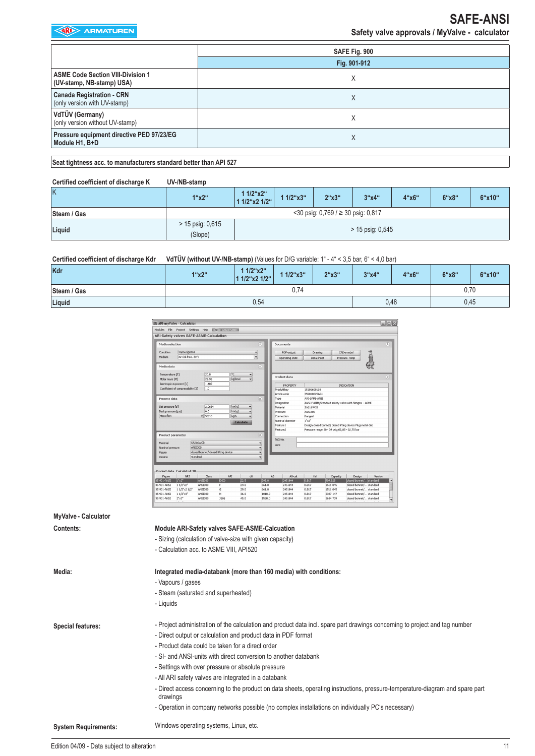# SAFE-ANSI

## Safety valve approvals / MyValve - calculator

| | SAFE Fig. 900 |
|---|---|
| | Fig. 901-912 |
| **ASME Code Section VIII-Division 1 (UV-stamp, NB-stamp) USA)** | X |
| **Canada Registration - CRN** (only version with UV-stamp) | X |
| **VdTÜV (Germany)** (only version without UV-stamp) | X |
| **Pressure equipment directive PED 97/23/EG Module H1, B+D** | X |

**Seat tightness acc. to manufacturers standard better than API 527**

**Certified coefficient of discharge K** **UV-/NB-stamp**

| K | 1"x2" | 1 1/2"x2" 1 1/2"x2 1/2" | 1 1/2"x3" | 2"x3" | 3"x4" | 4"x6" | 6"x8" | 6"x10" |
|---|---|---|---|---|---|---|---|---|
| **Steam / Gas** | <30 psig: 0,769 / ≥ 30 psig: 0,817 | | | | | | | |
| **Liquid** | > 15 psig: 0,615 (Slope) | > 15 psig: 0,545 | | | | | | |

**Certified coefficient of discharge Kdr** **VdTÜV (without UV-/NB-stamp)** (Values for D/G variable: 1" - 4" < 3,5 bar, 6" < 4,0 bar)

| Kdr | 1"x2" | 1 1/2"x2" 1 1/2"x2 1/2" | 1 1/2"x3" | 2"x3" | 3"x4" | 4"x6" | 6"x8" | 6"x10" |
|---|---|---|---|---|---|---|---|---|
| **Steam / Gas** | 0,74 | | | | | | 0,70 | |
| **Liquid** | 0,54 | | | | 0,48 | | 0,45 | |

**MyValve - Calculator**

**Contents:**

**Module ARI-Safety valves SAFE-ASME-Calcuation**

- Sizing (calculation of valve-size with given capacity)
- Calculation acc. to ASME VIII, API520

**Media:**

**Integrated media-databank (more than 160 media) with conditions:**

- Vapours / gases
- Steam (saturated and superheated)
- Liquids

**Special features:**

- Project administration of the calculation and product data incl. spare part drawings concerning to project and tag number
- Direct output or calculation and product data in PDF format
- Product data could be taken for a direct order
- SI- and ANSI-units with direct conversion to another databank
- Settings with over pressure or absolute pressure
- All ARI safety valves are integrated in a databank
- Direct access concerning to the product on data sheets, operating instructions, pressure-temperature-diagram and spare part drawings
- Operation in company networks possible (no complex installations on individually PC's necessary)

**System Requirements:**

Windows operating systems, Linux, etc.

Edition 04/09 - Data subject to alteration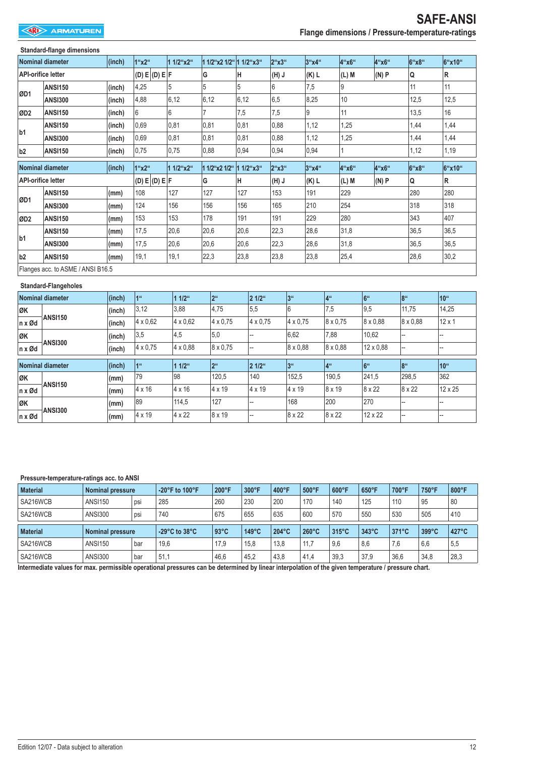## SAFE-ANSI

### Flange dimensions / Pressure-temperature-ratings

**Standard-flange dimensions**

| Nominal diameter | | (inch) | 1"x2" | | 1 1/2"x2" | 1 1/2"x2 1/2" | 1 1/2"x3" | 2"x3" | 3"x4" | 4"x6" | 4"x6" | 6"x8" | 6"x10" |
|---|---|---|---|---|---|---|---|---|---|---|---|---|---|
| API-orifice letter | | | (D) E | (D) E | F | G | H | (H) J | (K) L | (L) M | (N) P | Q | R |
| ØD1 | ANSI150 | (inch) | 4,25 | | 5 | 5 | 5 | 6 | 7,5 | 9 | | 11 | 11 |
| | ANSI300 | (inch) | 4,88 | | 6,12 | 6,12 | 6,12 | 6,5 | 8,25 | 10 | | 12,5 | 12,5 |
| ØD2 | ANSI150 | (inch) | 6 | | 6 | 7 | 7,5 | 7,5 | 9 | 11 | | 13,5 | 16 |
| b1 | ANSI150 | (inch) | 0,69 | | 0,81 | 0,81 | 0,81 | 0,88 | 1,12 | 1,25 | | 1,44 | 1,44 |
| | ANSI300 | (inch) | 0,69 | | 0,81 | 0,81 | 0,81 | 0,88 | 1,12 | 1,25 | | 1,44 | 1,44 |
| b2 | ANSI150 | (inch) | 0,75 | | 0,75 | 0,88 | 0,94 | 0,94 | 0,94 | 1 | | 1,12 | 1,19 |

| Nominal diameter | | (inch) | 1"x2" | | 1 1/2"x2" | 1 1/2"x2 1/2" | 1 1/2"x3" | 2"x3" | 3"x4" | 4"x6" | 4"x6" | 6"x8" | 6"x10" |
|---|---|---|---|---|---|---|---|---|---|---|---|---|---|
| API-orifice letter | | | (D) E | (D) E | F | G | H | (H) J | (K) L | (L) M | (N) P | Q | R |
| ØD1 | ANSI150 | (mm) | 108 | | 127 | 127 | 127 | 153 | 191 | 229 | | 280 | 280 |
| | ANSI300 | (mm) | 124 | | 156 | 156 | 156 | 165 | 210 | 254 | | 318 | 318 |
| ØD2 | ANSI150 | (mm) | 153 | | 153 | 178 | 191 | 191 | 229 | 280 | | 343 | 407 |
| b1 | ANSI150 | (mm) | 17,5 | | 20,6 | 20,6 | 20,6 | 22,3 | 28,6 | 31,8 | | 36,5 | 36,5 |
| | ANSI300 | (mm) | 17,5 | | 20,6 | 20,6 | 20,6 | 22,3 | 28,6 | 31,8 | | 36,5 | 36,5 |
| b2 | ANSI150 | (mm) | 19,1 | | 19,1 | 22,3 | 23,8 | 23,8 | 23,8 | 25,4 | | 28,6 | 30,2 |

Flanges acc. to ASME / ANSI B16.5

**Standard-Flangeholes**

| Nominal diameter | | (inch) | 1" | 1 1/2" | 2" | 2 1/2" | 3" | 4" | 6" | 8" | 10" |
|---|---|---|---|---|---|---|---|---|---|---|---|
| ØK | ANSI150 | (inch) | 3,12 | 3,88 | 4,75 | 5,5 | 6 | 7,5 | 9,5 | 11,75 | 14,25 |
| n x Ød | | (inch) | 4 x 0,62 | 4 x 0,62 | 4 x 0,75 | 4 x 0,75 | 4 x 0,75 | 8 x 0,75 | 8 x 0,88 | 8 x 0,88 | 12 x 1 |
| ØK | ANSI300 | (inch) | 3,5 | 4,5 | 5,0 | -- | 6,62 | 7,88 | 10,62 | -- | -- |
| n x Ød | | (inch) | 4 x 0,75 | 4 x 0,88 | 8 x 0,75 | -- | 8 x 0,88 | 8 x 0,88 | 12 x 0,88 | -- | -- |

| Nominal diameter | | (inch) | 1" | 1 1/2" | 2" | 2 1/2" | 3" | 4" | 6" | 8" | 10" |
|---|---|---|---|---|---|---|---|---|---|---|---|
| ØK | ANSI150 | (mm) | 79 | 98 | 120,5 | 140 | 152,5 | 190,5 | 241,5 | 298,5 | 362 |
| n x Ød | | (mm) | 4 x 16 | 4 x 16 | 4 x 19 | 4 x 19 | 4 x 19 | 8 x 19 | 8 x 22 | 8 x 22 | 12 x 25 |
| ØK | ANSI300 | (mm) | 89 | 114,5 | 127 | -- | 168 | 200 | 270 | -- | -- |
| n x Ød | | (mm) | 4 x 19 | 4 x 22 | 8 x 19 | -- | 8 x 22 | 8 x 22 | 12 x 22 | -- | -- |

**Pressure-temperature-ratings acc. to ANSI**

| Material | Nominal pressure | | -20°F to 100°F | 200°F | 300°F | 400°F | 500°F | 600°F | 650°F | 700°F | 750°F | 800°F |
|---|---|---|---|---|---|---|---|---|---|---|---|---|
| SA216WCB | ANSI150 | psi | 285 | 260 | 230 | 200 | 170 | 140 | 125 | 110 | 95 | 80 |
| SA216WCB | ANSI300 | psi | 740 | 675 | 655 | 635 | 600 | 570 | 550 | 530 | 505 | 410 |

| Material | Nominal pressure | | -29°C to 38°C | 93°C | 149°C | 204°C | 260°C | 315°C | 343°C | 371°C | 399°C | 427°C |
|---|---|---|---|---|---|---|---|---|---|---|---|---|
| SA216WCB | ANSI150 | bar | 19,6 | 17,9 | 15,8 | 13,8 | 11,7 | 9,6 | 8,6 | 7,6 | 6,6 | 5,5 |
| SA216WCB | ANSI300 | bar | 51,1 | 46,6 | 45,2 | 43,8 | 41,4 | 39,3 | 37,9 | 36,6 | 34,8 | 28,3 |

**Intermediate values for max. permissible operational pressures can be determined by linear interpolation of the given temperature / pressure chart.**

Edition 12/07 - Data subject to alteration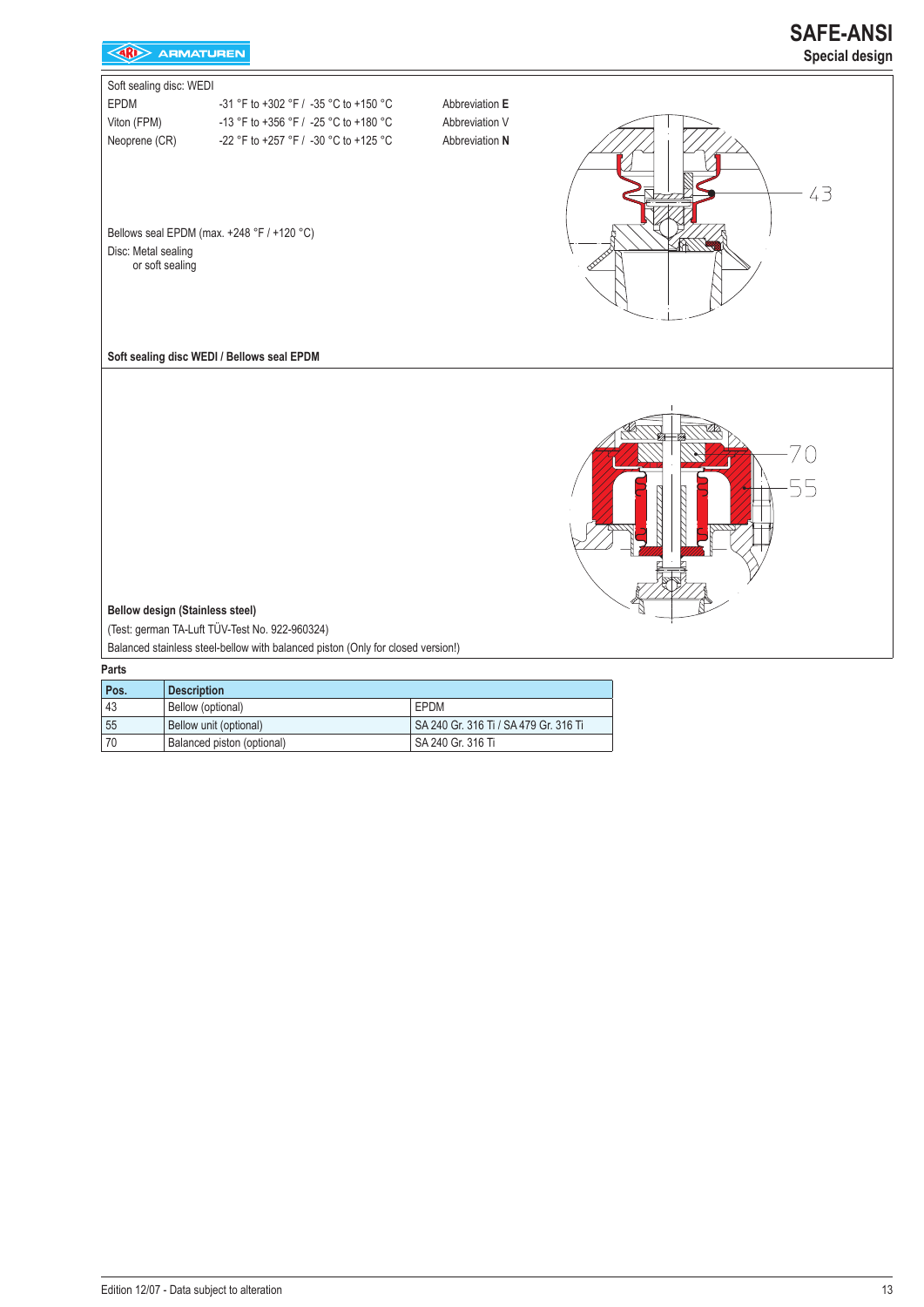# SAFE-ANSI

## Special design

Soft sealing disc: WEDI

| | | |
|---|---|---|
| EPDM | -31 °F to +302 °F / -35 °C to +150 °C | Abbreviation **E** |
| Viton (FPM) | -13 °F to +356 °F / -25 °C to +180 °C | Abbreviation V |
| Neoprene (CR) | -22 °F to +257 °F / -30 °C to +125 °C | Abbreviation **N** |

Bellows seal EPDM (max. +248 °F / +120 °C)

Disc: Metal sealing
or soft sealing

**Soft sealing disc WEDI / Bellows seal EPDM**

**Bellow design (Stainless steel)**

(Test: german TA-Luft TÜV-Test No. 922-960324)

Balanced stainless steel-bellow with balanced piston (Only for closed version!)

**Parts**

| Pos. | Description | |
|---|---|---|
| 43 | Bellow (optional) | EPDM |
| 55 | Bellow unit (optional) | SA 240 Gr. 316 Ti / SA 479 Gr. 316 Ti |
| 70 | Balanced piston (optional) | SA 240 Gr. 316 Ti |

Edition 12/07 - Data subject to alteration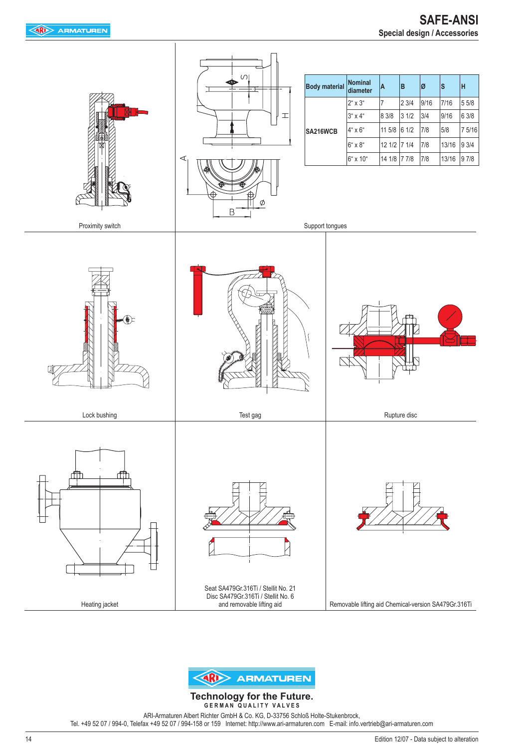# SAFE-ANSI

## Special design / Accessories

Proximity switch

| Body material | Nominal diameter | A | B | Ø | S | H |
|---|---|---|---|---|---|---|
| SA216WCB | 2" x 3" | 7 | 2 3/4 | 9/16 | 7/16 | 5 5/8 |
| | 3" x 4" | 8 3/8 | 3 1/2 | 3/4 | 9/16 | 6 3/8 |
| | 4" x 6" | 11 5/8 | 6 1/2 | 7/8 | 5/8 | 7 5/16 |
| | 6" x 8" | 12 1/2 | 7 1/4 | 7/8 | 13/16 | 9 3/4 |
| | 6" x 10" | 14 1/8 | 7 7/8 | 7/8 | 13/16 | 9 7/8 |

Support tongues

Lock bushing

Test gag

Rupture disc

Heating jacket

Seat SA479Gr.316Ti / Stellit No. 21
Disc SA479Gr.316Ti / Stellit No. 6
and removable lifting aid

Removable lifting aid Chemical-version SA479Gr.316Ti

ARMATUREN

**Technology for the Future.**
GERMAN QUALITY VALVES

ARI-Armaturen Albert Richter GmbH & Co. KG, D-33756 Schloß Holte-Stukenbrock,
Tel. +49 52 07 / 994-0, Telefax +49 52 07 / 994-158 or 159 Internet: http://www.ari-armaturen.com E-mail: info.vertrieb@ari-armaturen.com

Edition 12/07 - Data subject to alteration